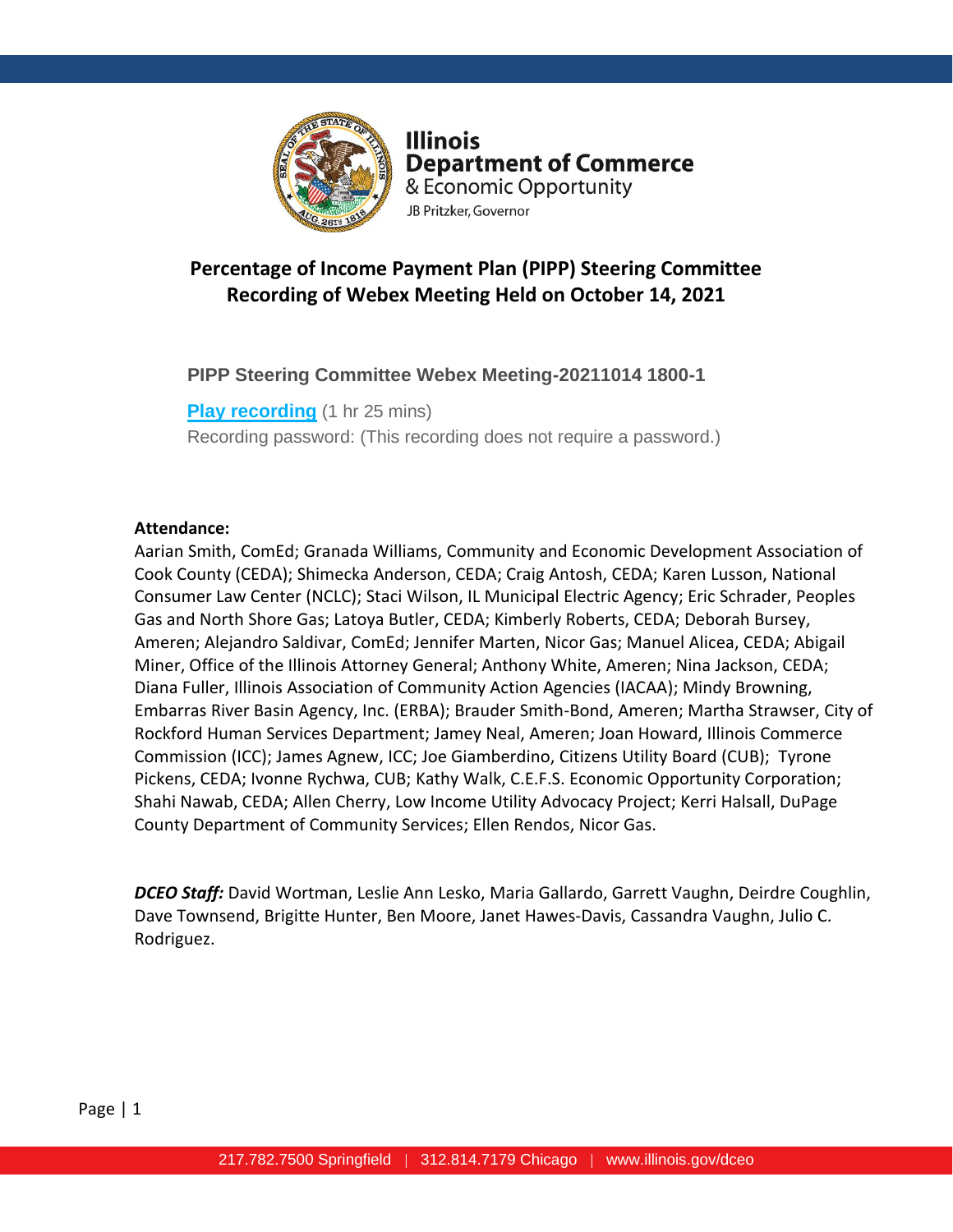Illinois
Department of Commerce
& Economic Opportunity
JB Pritzker, Governor

# Percentage of Income Payment Plan (PIPP) Steering Committee
# Recording of Webex Meeting Held on October 14, 2021

**PIPP Steering Committee Webex Meeting-20211014 1800-1**

**Play recording** (1 hr 25 mins)
Recording password: (This recording does not require a password.)

**Attendance:**
Aarian Smith, ComEd; Granada Williams, Community and Economic Development Association of Cook County (CEDA); Shimecka Anderson, CEDA; Craig Antosh, CEDA; Karen Lusson, National Consumer Law Center (NCLC); Staci Wilson, IL Municipal Electric Agency; Eric Schrader, Peoples Gas and North Shore Gas; Latoya Butler, CEDA; Kimberly Roberts, CEDA; Deborah Bursey, Ameren; Alejandro Saldivar, ComEd; Jennifer Marten, Nicor Gas; Manuel Alicea, CEDA; Abigail Miner, Office of the Illinois Attorney General; Anthony White, Ameren; Nina Jackson, CEDA; Diana Fuller, Illinois Association of Community Action Agencies (IACAA); Mindy Browning, Embarras River Basin Agency, Inc. (ERBA); Brauder Smith-Bond, Ameren; Martha Strawser, City of Rockford Human Services Department; Jamey Neal, Ameren; Joan Howard, Illinois Commerce Commission (ICC); James Agnew, ICC; Joe Giamberdino, Citizens Utility Board (CUB); Tyrone Pickens, CEDA; Ivonne Rychwa, CUB; Kathy Walk, C.E.F.S. Economic Opportunity Corporation; Shahi Nawab, CEDA; Allen Cherry, Low Income Utility Advocacy Project; Kerri Halsall, DuPage County Department of Community Services; Ellen Rendos, Nicor Gas.

***DCEO Staff:*** David Wortman, Leslie Ann Lesko, Maria Gallardo, Garrett Vaughn, Deirdre Coughlin, Dave Townsend, Brigitte Hunter, Ben Moore, Janet Hawes-Davis, Cassandra Vaughn, Julio C. Rodriguez.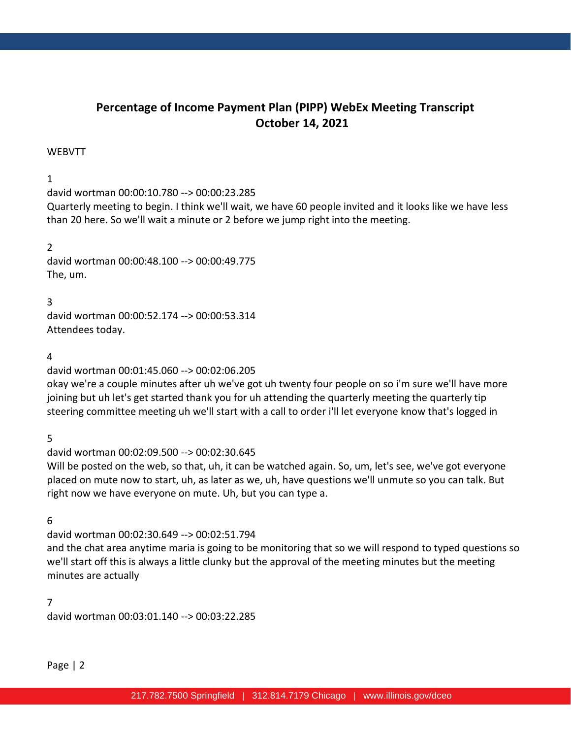# Percentage of Income Payment Plan (PIPP) WebEx Meeting Transcript
# October 14, 2021

WEBVTT

1
david wortman 00:00:10.780 --> 00:00:23.285
Quarterly meeting to begin. I think we'll wait, we have 60 people invited and it looks like we have less than 20 here. So we'll wait a minute or 2 before we jump right into the meeting.

2
david wortman 00:00:48.100 --> 00:00:49.775
The, um.

3
david wortman 00:00:52.174 --> 00:00:53.314
Attendees today.

4
david wortman 00:01:45.060 --> 00:02:06.205
okay we're a couple minutes after uh we've got uh twenty four people on so i'm sure we'll have more joining but uh let's get started thank you for uh attending the quarterly meeting the quarterly tip steering committee meeting uh we'll start with a call to order i'll let everyone know that's logged in

5
david wortman 00:02:09.500 --> 00:02:30.645
Will be posted on the web, so that, uh, it can be watched again. So, um, let's see, we've got everyone placed on mute now to start, uh, as later as we, uh, have questions we'll unmute so you can talk. But right now we have everyone on mute. Uh, but you can type a.

6
david wortman 00:02:30.649 --> 00:02:51.794
and the chat area anytime maria is going to be monitoring that so we will respond to typed questions so we'll start off this is always a little clunky but the approval of the meeting minutes but the meeting minutes are actually

7
david wortman 00:03:01.140 --> 00:03:22.285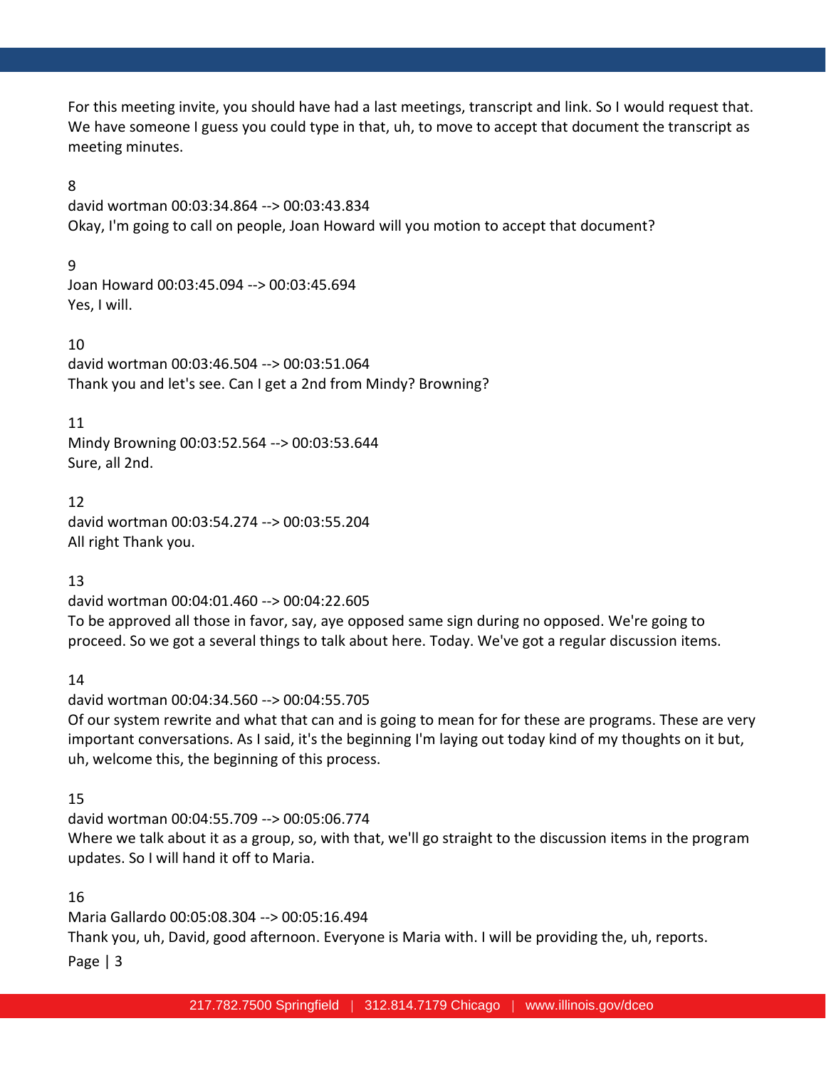For this meeting invite, you should have had a last meetings, transcript and link. So I would request that. We have someone I guess you could type in that, uh, to move to accept that document the transcript as meeting minutes.

8
david wortman 00:03:34.864 --> 00:03:43.834
Okay, I'm going to call on people, Joan Howard will you motion to accept that document?

9
Joan Howard 00:03:45.094 --> 00:03:45.694
Yes, I will.

10
david wortman 00:03:46.504 --> 00:03:51.064
Thank you and let's see. Can I get a 2nd from Mindy? Browning?

11
Mindy Browning 00:03:52.564 --> 00:03:53.644
Sure, all 2nd.

12
david wortman 00:03:54.274 --> 00:03:55.204
All right Thank you.

13
david wortman 00:04:01.460 --> 00:04:22.605
To be approved all those in favor, say, aye opposed same sign during no opposed. We're going to proceed. So we got a several things to talk about here. Today. We've got a regular discussion items.

14
david wortman 00:04:34.560 --> 00:04:55.705
Of our system rewrite and what that can and is going to mean for for these are programs. These are very important conversations. As I said, it's the beginning I'm laying out today kind of my thoughts on it but, uh, welcome this, the beginning of this process.

15
david wortman 00:04:55.709 --> 00:05:06.774
Where we talk about it as a group, so, with that, we'll go straight to the discussion items in the program updates. So I will hand it off to Maria.

16
Maria Gallardo 00:05:08.304 --> 00:05:16.494
Thank you, uh, David, good afternoon. Everyone is Maria with. I will be providing the, uh, reports.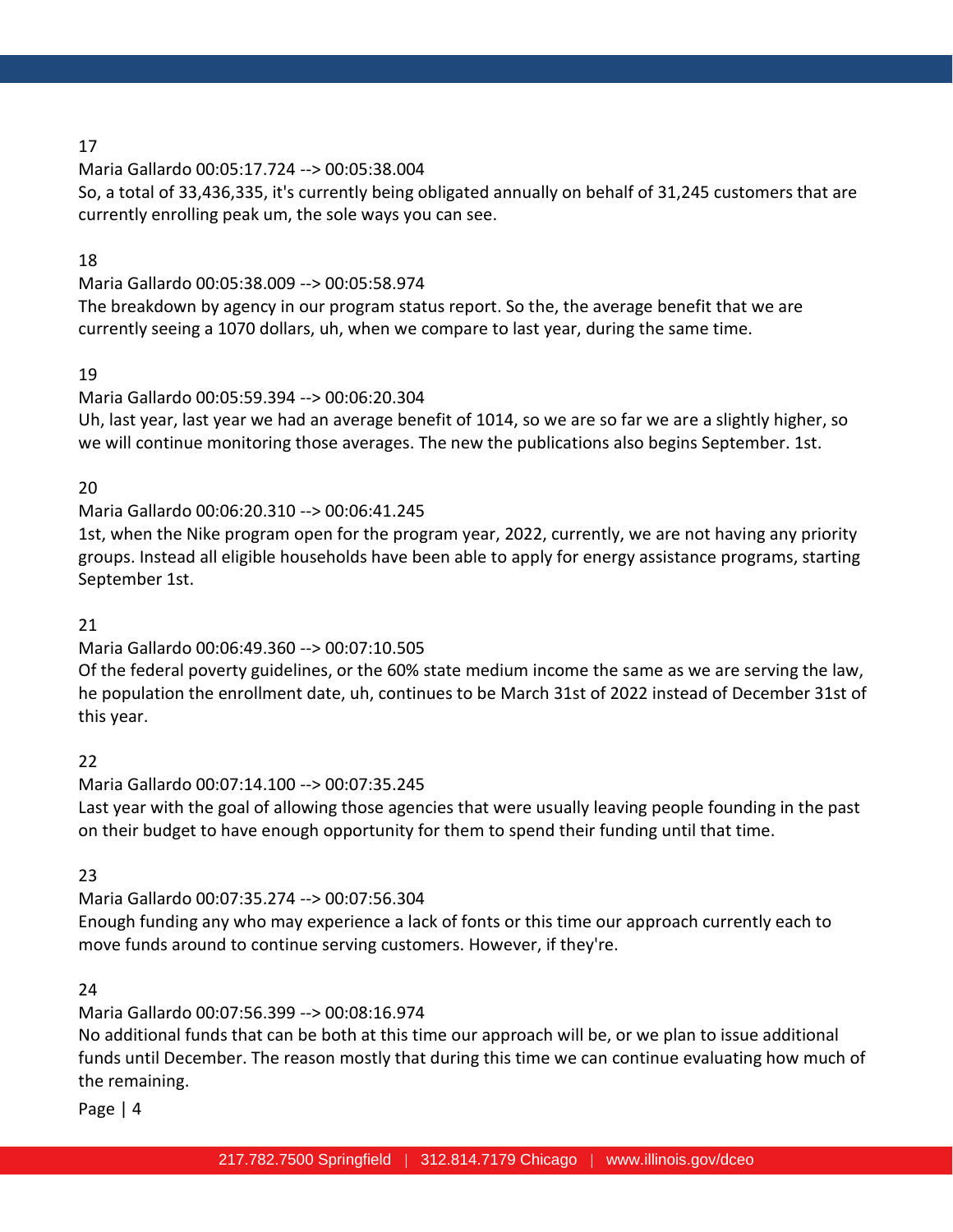17

Maria Gallardo 00:05:17.724 --> 00:05:38.004

So, a total of 33,436,335, it's currently being obligated annually on behalf of 31,245 customers that are currently enrolling peak um, the sole ways you can see.

18

Maria Gallardo 00:05:38.009 --> 00:05:58.974

The breakdown by agency in our program status report. So the, the average benefit that we are currently seeing a 1070 dollars, uh, when we compare to last year, during the same time.

19

Maria Gallardo 00:05:59.394 --> 00:06:20.304

Uh, last year, last year we had an average benefit of 1014, so we are so far we are a slightly higher, so we will continue monitoring those averages. The new the publications also begins September. 1st.

20

Maria Gallardo 00:06:20.310 --> 00:06:41.245

1st, when the Nike program open for the program year, 2022, currently, we are not having any priority groups. Instead all eligible households have been able to apply for energy assistance programs, starting September 1st.

21

Maria Gallardo 00:06:49.360 --> 00:07:10.505

Of the federal poverty guidelines, or the 60% state medium income the same as we are serving the law, he population the enrollment date, uh, continues to be March 31st of 2022 instead of December 31st of this year.

22

Maria Gallardo 00:07:14.100 --> 00:07:35.245

Last year with the goal of allowing those agencies that were usually leaving people founding in the past on their budget to have enough opportunity for them to spend their funding until that time.

23

Maria Gallardo 00:07:35.274 --> 00:07:56.304

Enough funding any who may experience a lack of fonts or this time our approach currently each to move funds around to continue serving customers. However, if they're.

24

Maria Gallardo 00:07:56.399 --> 00:08:16.974

No additional funds that can be both at this time our approach will be, or we plan to issue additional funds until December. The reason mostly that during this time we can continue evaluating how much of the remaining.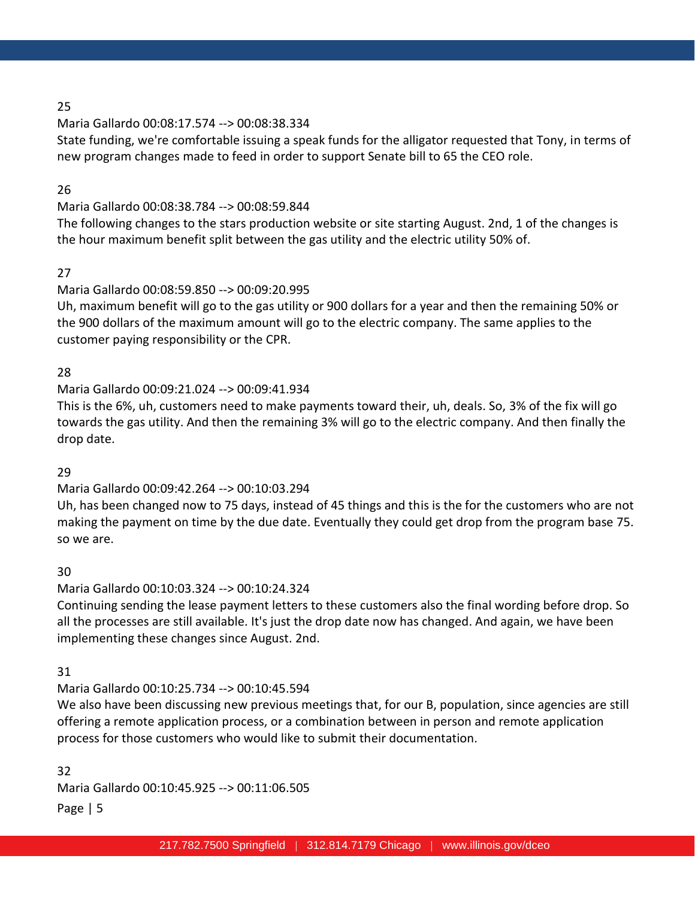25

Maria Gallardo 00:08:17.574 --> 00:08:38.334

State funding, we're comfortable issuing a speak funds for the alligator requested that Tony, in terms of new program changes made to feed in order to support Senate bill to 65 the CEO role.

26

Maria Gallardo 00:08:38.784 --> 00:08:59.844

The following changes to the stars production website or site starting August. 2nd, 1 of the changes is the hour maximum benefit split between the gas utility and the electric utility 50% of.

27

Maria Gallardo 00:08:59.850 --> 00:09:20.995

Uh, maximum benefit will go to the gas utility or 900 dollars for a year and then the remaining 50% or the 900 dollars of the maximum amount will go to the electric company. The same applies to the customer paying responsibility or the CPR.

28

Maria Gallardo 00:09:21.024 --> 00:09:41.934

This is the 6%, uh, customers need to make payments toward their, uh, deals. So, 3% of the fix will go towards the gas utility. And then the remaining 3% will go to the electric company. And then finally the drop date.

29

Maria Gallardo 00:09:42.264 --> 00:10:03.294

Uh, has been changed now to 75 days, instead of 45 things and this is the for the customers who are not making the payment on time by the due date. Eventually they could get drop from the program base 75. so we are.

30

Maria Gallardo 00:10:03.324 --> 00:10:24.324

Continuing sending the lease payment letters to these customers also the final wording before drop. So all the processes are still available. It's just the drop date now has changed. And again, we have been implementing these changes since August. 2nd.

31

Maria Gallardo 00:10:25.734 --> 00:10:45.594

We also have been discussing new previous meetings that, for our B, population, since agencies are still offering a remote application process, or a combination between in person and remote application process for those customers who would like to submit their documentation.

32

Maria Gallardo 00:10:45.925 --> 00:11:06.505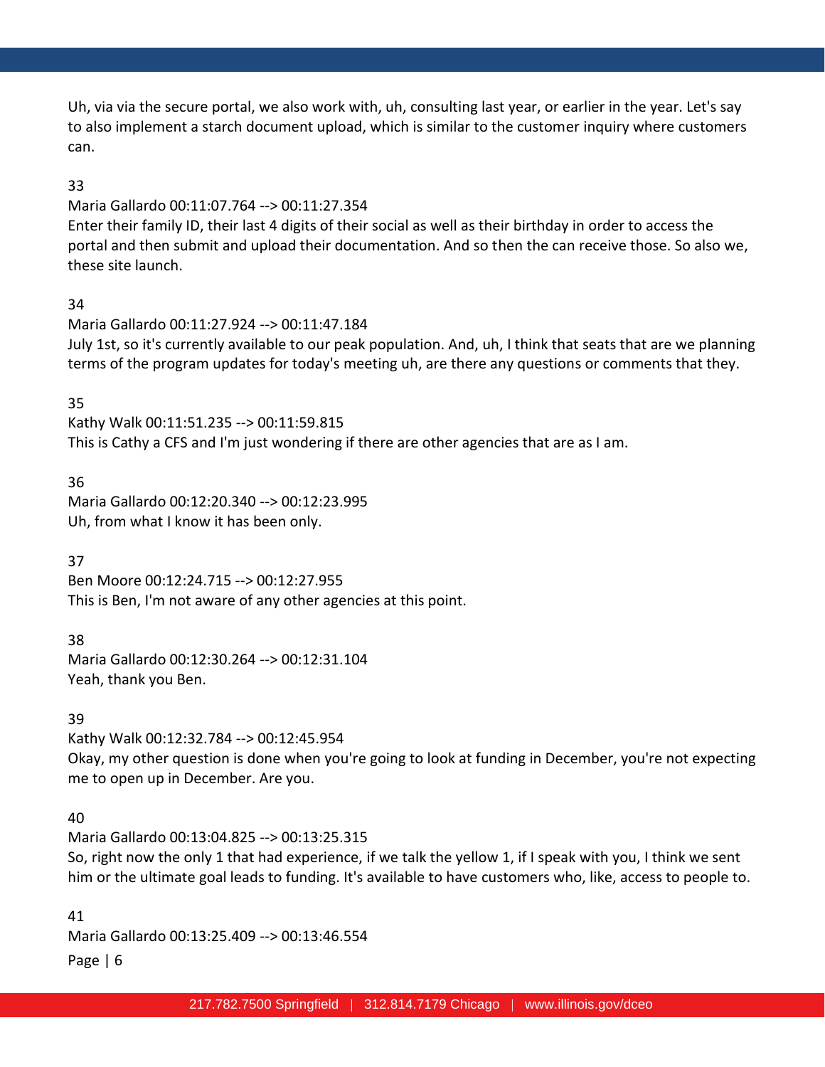Uh, via via the secure portal, we also work with, uh, consulting last year, or earlier in the year. Let's say to also implement a starch document upload, which is similar to the customer inquiry where customers can.

33

Maria Gallardo 00:11:07.764 --> 00:11:27.354

Enter their family ID, their last 4 digits of their social as well as their birthday in order to access the portal and then submit and upload their documentation. And so then the can receive those. So also we, these site launch.

34

Maria Gallardo 00:11:27.924 --> 00:11:47.184

July 1st, so it's currently available to our peak population. And, uh, I think that seats that are we planning terms of the program updates for today's meeting uh, are there any questions or comments that they.

35

Kathy Walk 00:11:51.235 --> 00:11:59.815

This is Cathy a CFS and I'm just wondering if there are other agencies that are as I am.

36

Maria Gallardo 00:12:20.340 --> 00:12:23.995

Uh, from what I know it has been only.

37

Ben Moore 00:12:24.715 --> 00:12:27.955

This is Ben, I'm not aware of any other agencies at this point.

38

Maria Gallardo 00:12:30.264 --> 00:12:31.104

Yeah, thank you Ben.

39

Kathy Walk 00:12:32.784 --> 00:12:45.954

Okay, my other question is done when you're going to look at funding in December, you're not expecting me to open up in December. Are you.

40

Maria Gallardo 00:13:04.825 --> 00:13:25.315

So, right now the only 1 that had experience, if we talk the yellow 1, if I speak with you, I think we sent him or the ultimate goal leads to funding. It's available to have customers who, like, access to people to.

41

Maria Gallardo 00:13:25.409 --> 00:13:46.554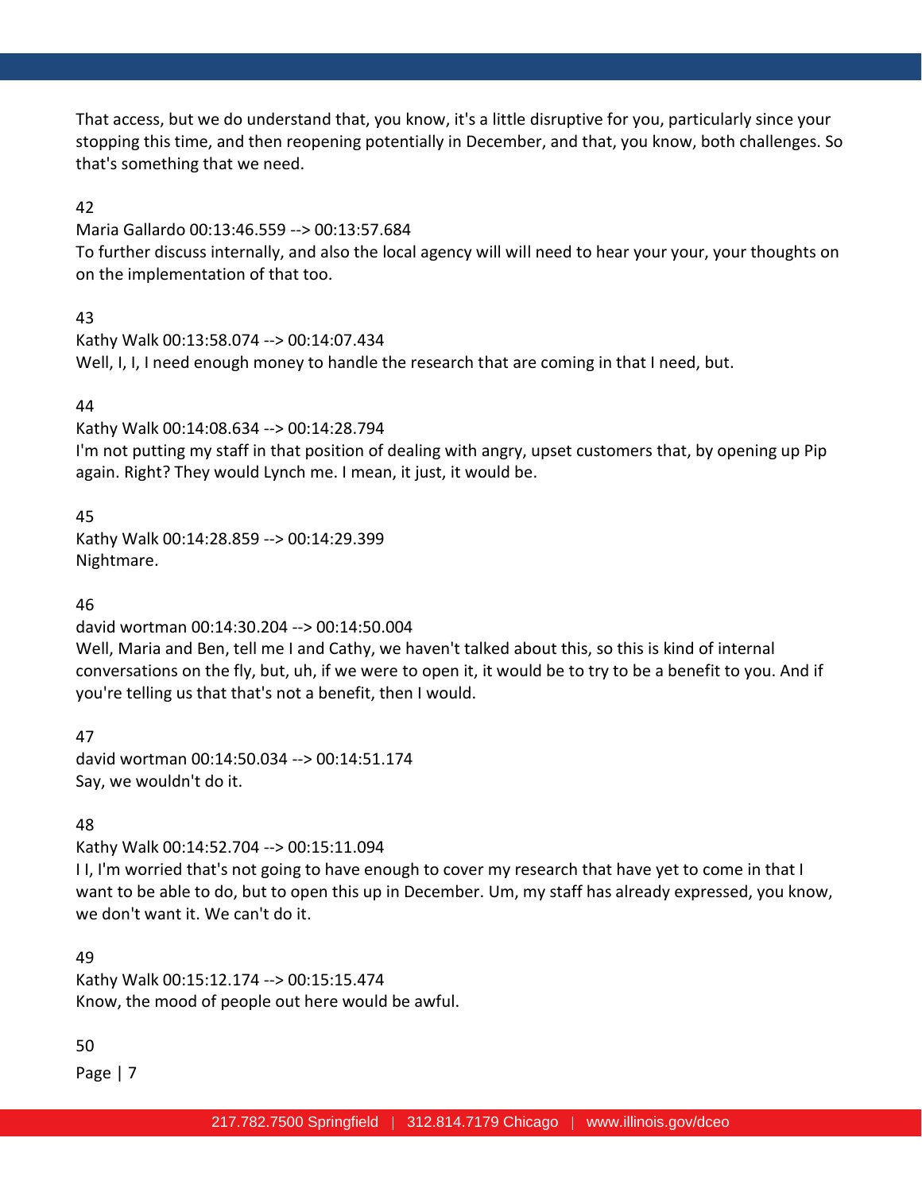That access, but we do understand that, you know, it's a little disruptive for you, particularly since your stopping this time, and then reopening potentially in December, and that, you know, both challenges. So that's something that we need.

42

Maria Gallardo 00:13:46.559 --> 00:13:57.684
To further discuss internally, and also the local agency will will need to hear your your, your thoughts on on the implementation of that too.

43

Kathy Walk 00:13:58.074 --> 00:14:07.434
Well, I, I, I need enough money to handle the research that are coming in that I need, but.

44

Kathy Walk 00:14:08.634 --> 00:14:28.794
I'm not putting my staff in that position of dealing with angry, upset customers that, by opening up Pip again. Right? They would Lynch me. I mean, it just, it would be.

45

Kathy Walk 00:14:28.859 --> 00:14:29.399
Nightmare.

46

david wortman 00:14:30.204 --> 00:14:50.004
Well, Maria and Ben, tell me I and Cathy, we haven't talked about this, so this is kind of internal conversations on the fly, but, uh, if we were to open it, it would be to try to be a benefit to you. And if you're telling us that that's not a benefit, then I would.

47

david wortman 00:14:50.034 --> 00:14:51.174
Say, we wouldn't do it.

48

Kathy Walk 00:14:52.704 --> 00:15:11.094
I I, I'm worried that's not going to have enough to cover my research that have yet to come in that I want to be able to do, but to open this up in December. Um, my staff has already expressed, you know, we don't want it. We can't do it.

49

Kathy Walk 00:15:12.174 --> 00:15:15.474
Know, the mood of people out here would be awful.

50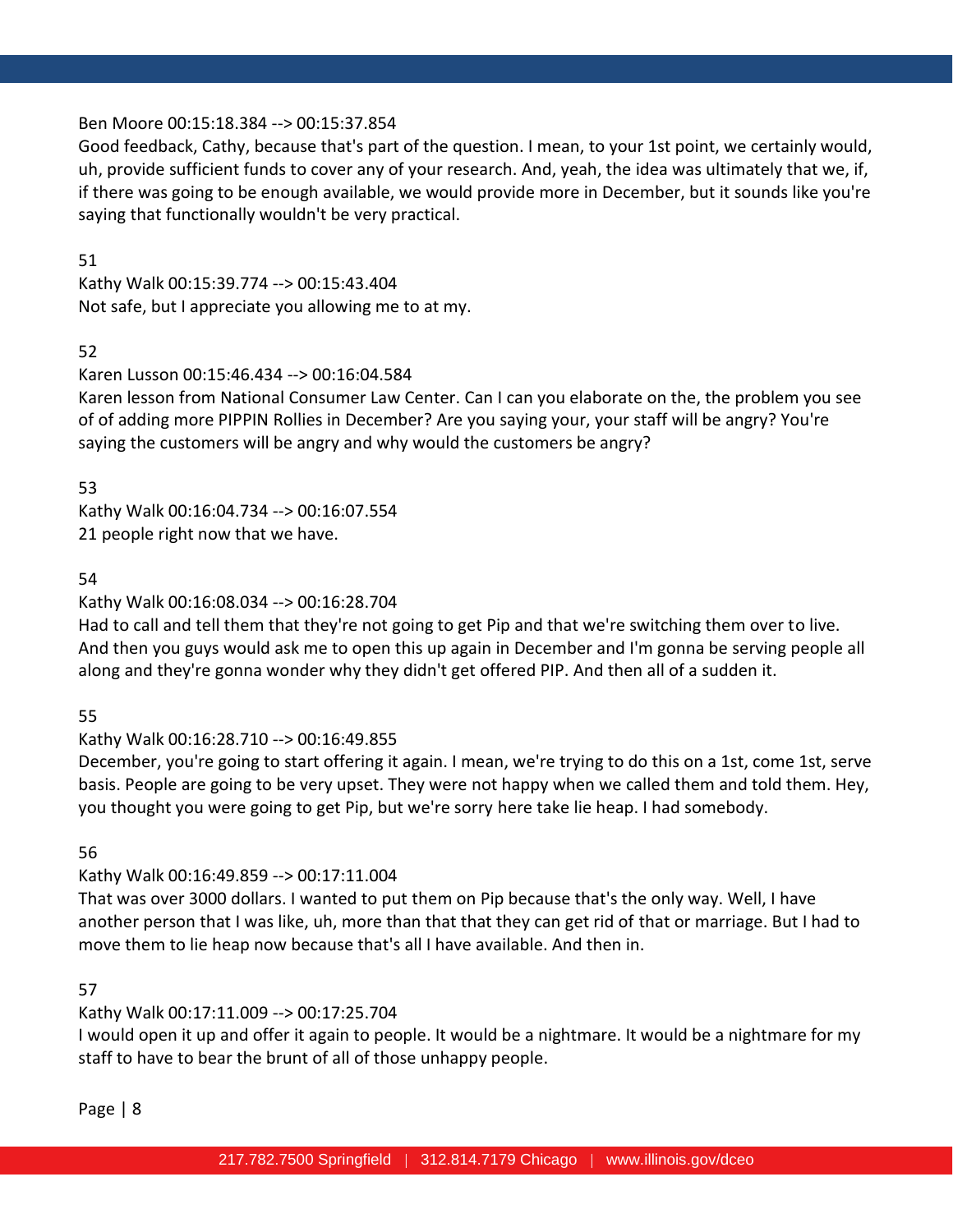Ben Moore 00:15:18.384 --> 00:15:37.854
Good feedback, Cathy, because that's part of the question. I mean, to your 1st point, we certainly would, uh, provide sufficient funds to cover any of your research. And, yeah, the idea was ultimately that we, if, if there was going to be enough available, we would provide more in December, but it sounds like you're saying that functionally wouldn't be very practical.

51
Kathy Walk 00:15:39.774 --> 00:15:43.404
Not safe, but I appreciate you allowing me to at my.

52
Karen Lusson 00:15:46.434 --> 00:16:04.584
Karen lesson from National Consumer Law Center. Can I can you elaborate on the, the problem you see of of adding more PIPPIN Rollies in December? Are you saying your, your staff will be angry? You're saying the customers will be angry and why would the customers be angry?

53
Kathy Walk 00:16:04.734 --> 00:16:07.554
21 people right now that we have.

54
Kathy Walk 00:16:08.034 --> 00:16:28.704
Had to call and tell them that they're not going to get Pip and that we're switching them over to live. And then you guys would ask me to open this up again in December and I'm gonna be serving people all along and they're gonna wonder why they didn't get offered PIP. And then all of a sudden it.

55
Kathy Walk 00:16:28.710 --> 00:16:49.855
December, you're going to start offering it again. I mean, we're trying to do this on a 1st, come 1st, serve basis. People are going to be very upset. They were not happy when we called them and told them. Hey, you thought you were going to get Pip, but we're sorry here take lie heap. I had somebody.

56
Kathy Walk 00:16:49.859 --> 00:17:11.004
That was over 3000 dollars. I wanted to put them on Pip because that's the only way. Well, I have another person that I was like, uh, more than that that they can get rid of that or marriage. But I had to move them to lie heap now because that's all I have available. And then in.

57
Kathy Walk 00:17:11.009 --> 00:17:25.704
I would open it up and offer it again to people. It would be a nightmare. It would be a nightmare for my staff to have to bear the brunt of all of those unhappy people.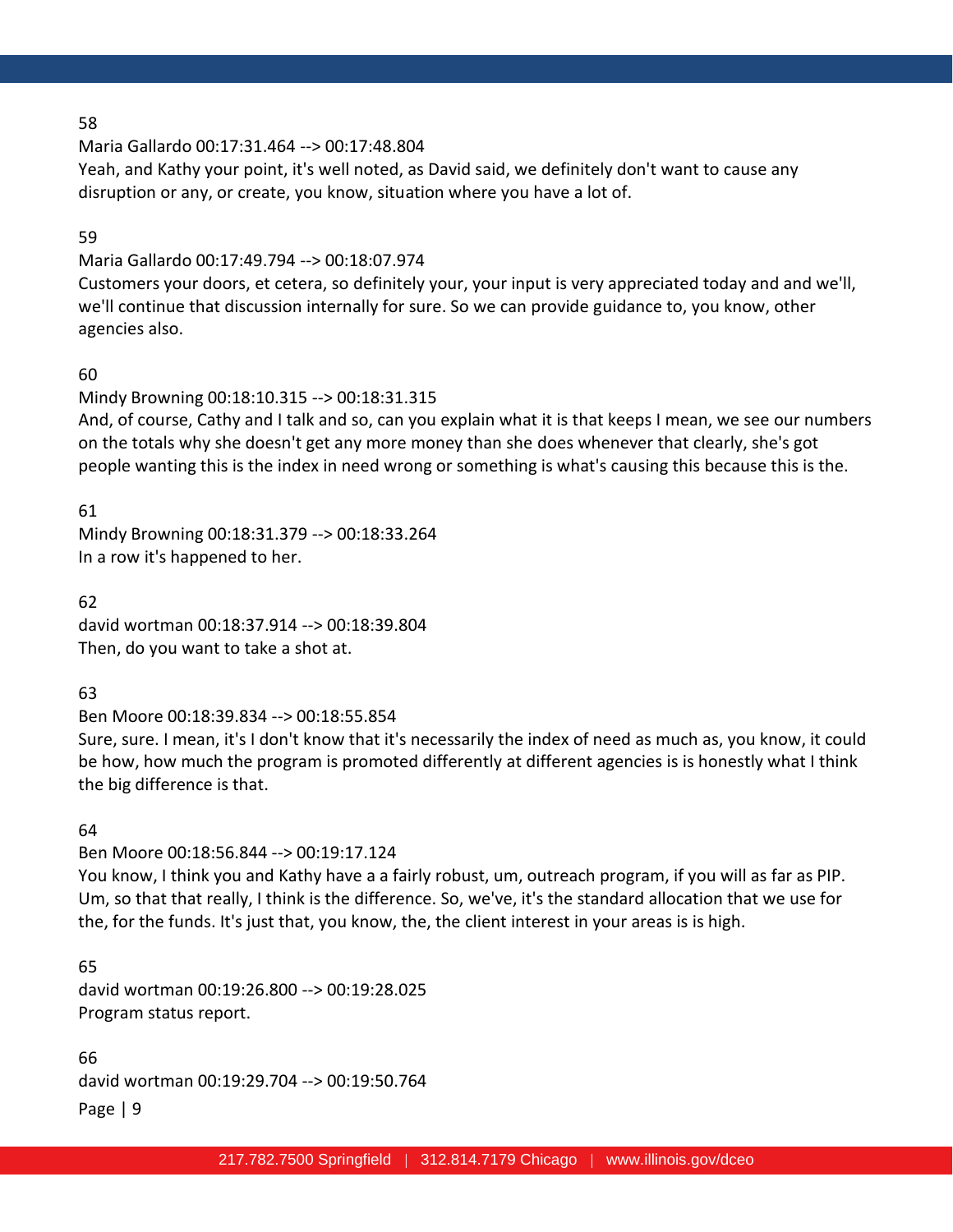58

Maria Gallardo 00:17:31.464 --> 00:17:48.804

Yeah, and Kathy your point, it's well noted, as David said, we definitely don't want to cause any disruption or any, or create, you know, situation where you have a lot of.

59

Maria Gallardo 00:17:49.794 --> 00:18:07.974

Customers your doors, et cetera, so definitely your, your input is very appreciated today and and we'll, we'll continue that discussion internally for sure. So we can provide guidance to, you know, other agencies also.

60

Mindy Browning 00:18:10.315 --> 00:18:31.315

And, of course, Cathy and I talk and so, can you explain what it is that keeps I mean, we see our numbers on the totals why she doesn't get any more money than she does whenever that clearly, she's got people wanting this is the index in need wrong or something is what's causing this because this is the.

61

Mindy Browning 00:18:31.379 --> 00:18:33.264

In a row it's happened to her.

62

david wortman 00:18:37.914 --> 00:18:39.804

Then, do you want to take a shot at.

63

Ben Moore 00:18:39.834 --> 00:18:55.854

Sure, sure. I mean, it's I don't know that it's necessarily the index of need as much as, you know, it could be how, how much the program is promoted differently at different agencies is is honestly what I think the big difference is that.

64

Ben Moore 00:18:56.844 --> 00:19:17.124

You know, I think you and Kathy have a a fairly robust, um, outreach program, if you will as far as PIP. Um, so that that really, I think is the difference. So, we've, it's the standard allocation that we use for the, for the funds. It's just that, you know, the, the client interest in your areas is is high.

65

david wortman 00:19:26.800 --> 00:19:28.025

Program status report.

66

david wortman 00:19:29.704 --> 00:19:50.764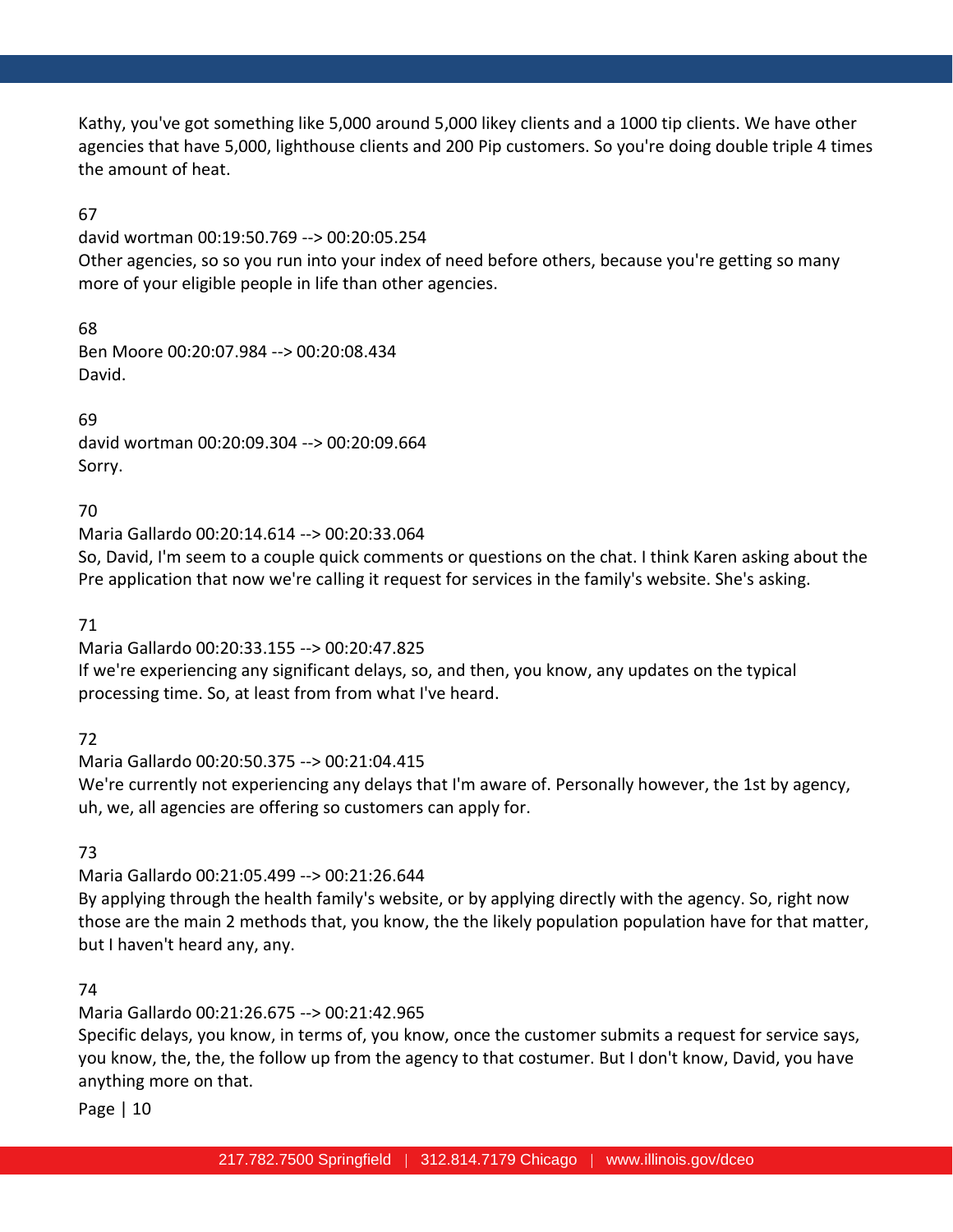Kathy, you've got something like 5,000 around 5,000 likey clients and a 1000 tip clients. We have other agencies that have 5,000, lighthouse clients and 200 Pip customers. So you're doing double triple 4 times the amount of heat.

67

david wortman 00:19:50.769 --> 00:20:05.254

Other agencies, so so you run into your index of need before others, because you're getting so many more of your eligible people in life than other agencies.

68

Ben Moore 00:20:07.984 --> 00:20:08.434

David.

69

david wortman 00:20:09.304 --> 00:20:09.664

Sorry.

70

Maria Gallardo 00:20:14.614 --> 00:20:33.064

So, David, I'm seem to a couple quick comments or questions on the chat. I think Karen asking about the Pre application that now we're calling it request for services in the family's website. She's asking.

71

Maria Gallardo 00:20:33.155 --> 00:20:47.825

If we're experiencing any significant delays, so, and then, you know, any updates on the typical processing time. So, at least from from what I've heard.

72

Maria Gallardo 00:20:50.375 --> 00:21:04.415

We're currently not experiencing any delays that I'm aware of. Personally however, the 1st by agency, uh, we, all agencies are offering so customers can apply for.

73

Maria Gallardo 00:21:05.499 --> 00:21:26.644

By applying through the health family's website, or by applying directly with the agency. So, right now those are the main 2 methods that, you know, the the likely population population have for that matter, but I haven't heard any, any.

74

Maria Gallardo 00:21:26.675 --> 00:21:42.965

Specific delays, you know, in terms of, you know, once the customer submits a request for service says, you know, the, the, the follow up from the agency to that costumer. But I don't know, David, you have anything more on that.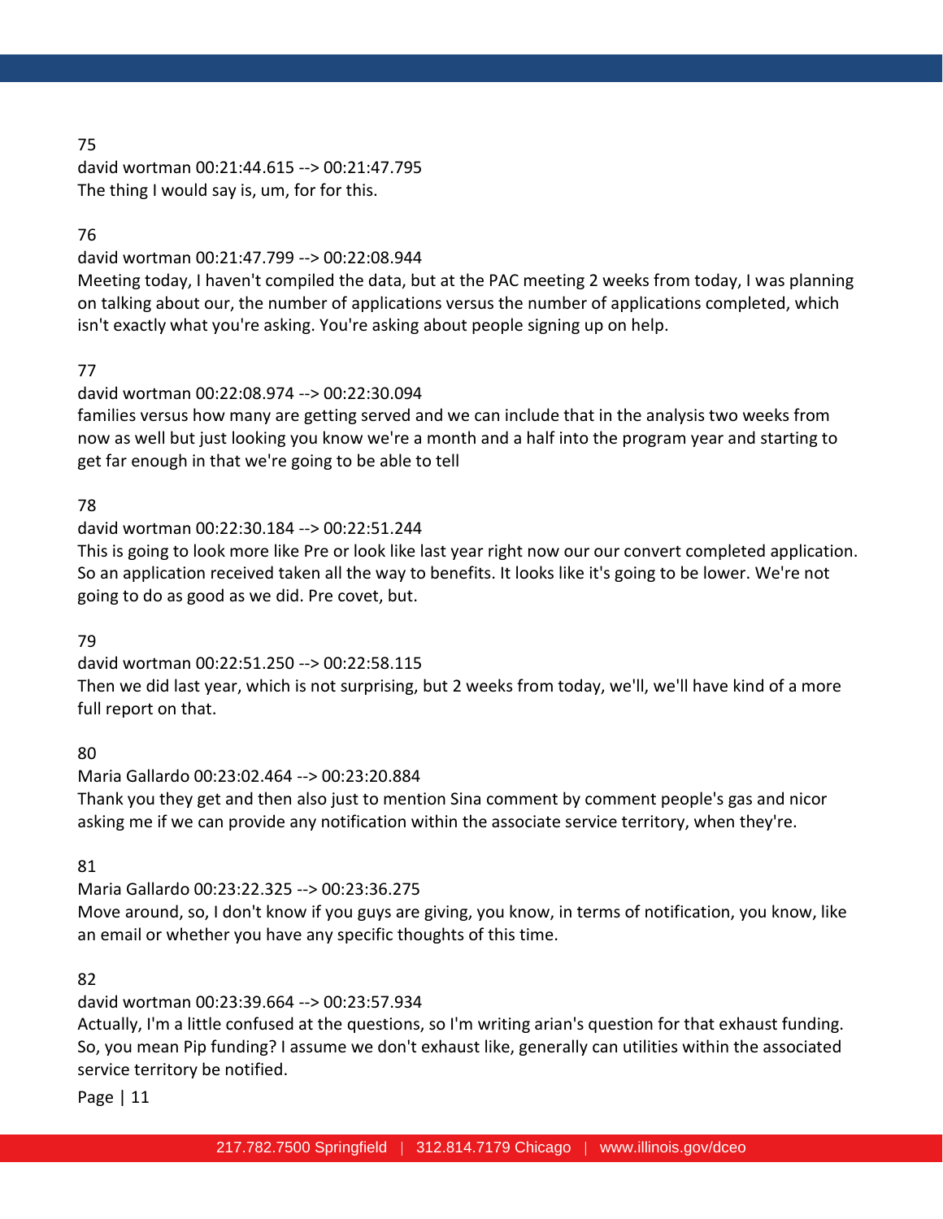75
david wortman 00:21:44.615 --> 00:21:47.795
The thing I would say is, um, for for this.

76
david wortman 00:21:47.799 --> 00:22:08.944
Meeting today, I haven't compiled the data, but at the PAC meeting 2 weeks from today, I was planning on talking about our, the number of applications versus the number of applications completed, which isn't exactly what you're asking. You're asking about people signing up on help.

77
david wortman 00:22:08.974 --> 00:22:30.094
families versus how many are getting served and we can include that in the analysis two weeks from now as well but just looking you know we're a month and a half into the program year and starting to get far enough in that we're going to be able to tell

78
david wortman 00:22:30.184 --> 00:22:51.244
This is going to look more like Pre or look like last year right now our our convert completed application. So an application received taken all the way to benefits. It looks like it's going to be lower. We're not going to do as good as we did. Pre covet, but.

79
david wortman 00:22:51.250 --> 00:22:58.115
Then we did last year, which is not surprising, but 2 weeks from today, we'll, we'll have kind of a more full report on that.

80
Maria Gallardo 00:23:02.464 --> 00:23:20.884
Thank you they get and then also just to mention Sina comment by comment people's gas and nicor asking me if we can provide any notification within the associate service territory, when they're.

81
Maria Gallardo 00:23:22.325 --> 00:23:36.275
Move around, so, I don't know if you guys are giving, you know, in terms of notification, you know, like an email or whether you have any specific thoughts of this time.

82
david wortman 00:23:39.664 --> 00:23:57.934
Actually, I'm a little confused at the questions, so I'm writing arian's question for that exhaust funding. So, you mean Pip funding? I assume we don't exhaust like, generally can utilities within the associated service territory be notified.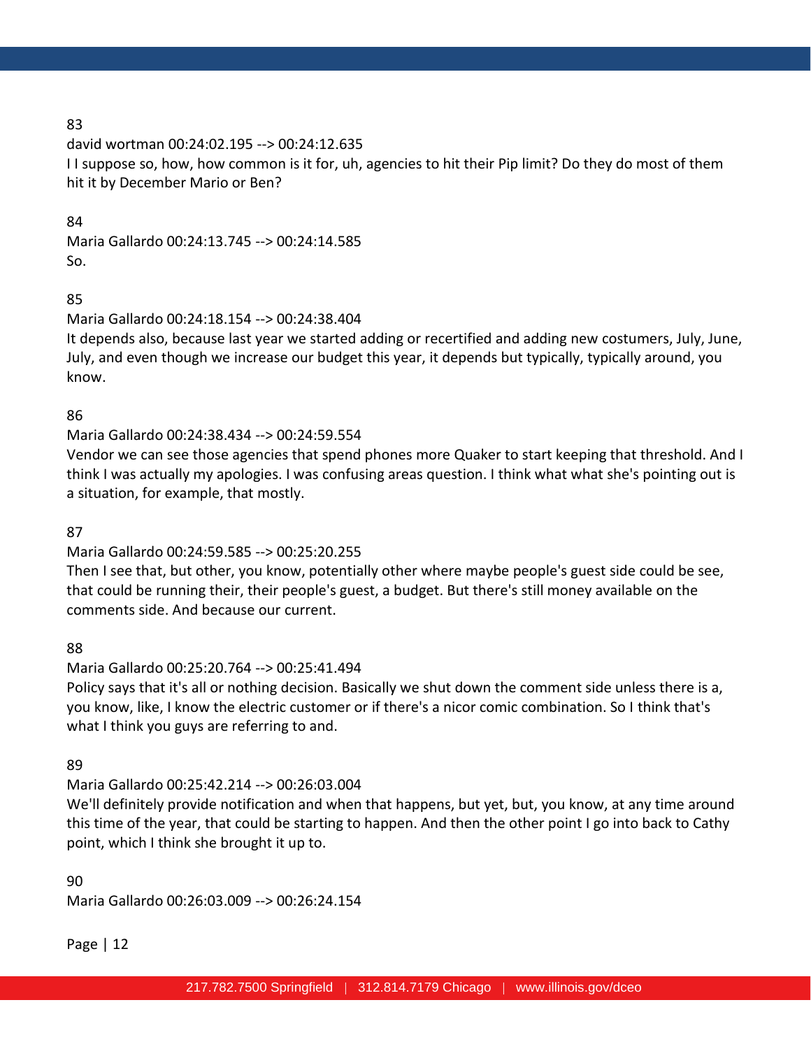83

david wortman 00:24:02.195 --> 00:24:12.635

I I suppose so, how, how common is it for, uh, agencies to hit their Pip limit? Do they do most of them hit it by December Mario or Ben?

84

Maria Gallardo 00:24:13.745 --> 00:24:14.585

So.

85

Maria Gallardo 00:24:18.154 --> 00:24:38.404

It depends also, because last year we started adding or recertified and adding new costumers, July, June, July, and even though we increase our budget this year, it depends but typically, typically around, you know.

86

Maria Gallardo 00:24:38.434 --> 00:24:59.554

Vendor we can see those agencies that spend phones more Quaker to start keeping that threshold. And I think I was actually my apologies. I was confusing areas question. I think what what she's pointing out is a situation, for example, that mostly.

87

Maria Gallardo 00:24:59.585 --> 00:25:20.255

Then I see that, but other, you know, potentially other where maybe people's guest side could be see, that could be running their, their people's guest, a budget. But there's still money available on the comments side. And because our current.

88

Maria Gallardo 00:25:20.764 --> 00:25:41.494

Policy says that it's all or nothing decision. Basically we shut down the comment side unless there is a, you know, like, I know the electric customer or if there's a nicor comic combination. So I think that's what I think you guys are referring to and.

89

Maria Gallardo 00:25:42.214 --> 00:26:03.004

We'll definitely provide notification and when that happens, but yet, but, you know, at any time around this time of the year, that could be starting to happen. And then the other point I go into back to Cathy point, which I think she brought it up to.

90

Maria Gallardo 00:26:03.009 --> 00:26:24.154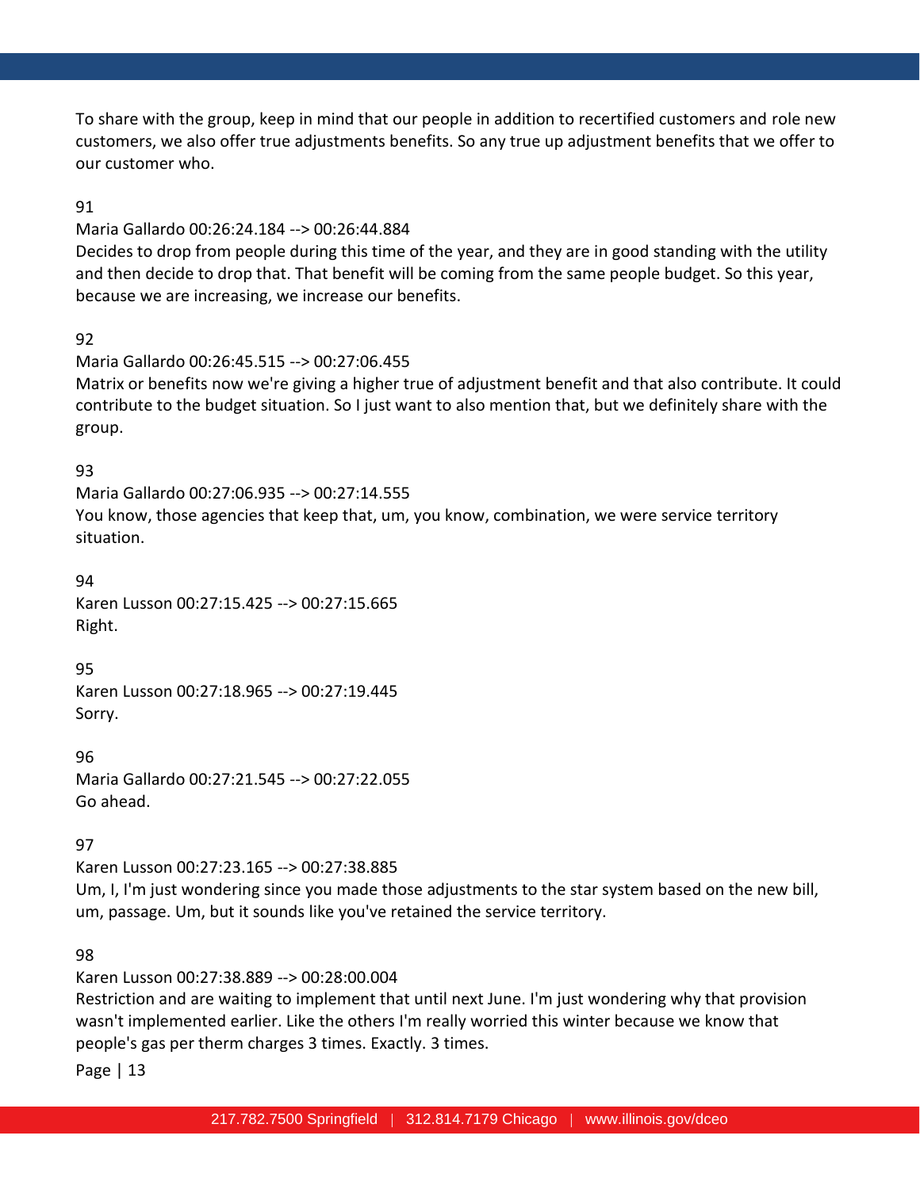To share with the group, keep in mind that our people in addition to recertified customers and role new customers, we also offer true adjustments benefits. So any true up adjustment benefits that we offer to our customer who.

91

Maria Gallardo 00:26:24.184 --> 00:26:44.884

Decides to drop from people during this time of the year, and they are in good standing with the utility and then decide to drop that. That benefit will be coming from the same people budget. So this year, because we are increasing, we increase our benefits.

92

Maria Gallardo 00:26:45.515 --> 00:27:06.455

Matrix or benefits now we're giving a higher true of adjustment benefit and that also contribute. It could contribute to the budget situation. So I just want to also mention that, but we definitely share with the group.

93

Maria Gallardo 00:27:06.935 --> 00:27:14.555

You know, those agencies that keep that, um, you know, combination, we were service territory situation.

94

Karen Lusson 00:27:15.425 --> 00:27:15.665

Right.

95

Karen Lusson 00:27:18.965 --> 00:27:19.445

Sorry.

96

Maria Gallardo 00:27:21.545 --> 00:27:22.055

Go ahead.

97

Karen Lusson 00:27:23.165 --> 00:27:38.885

Um, I, I'm just wondering since you made those adjustments to the star system based on the new bill, um, passage. Um, but it sounds like you've retained the service territory.

98

Karen Lusson 00:27:38.889 --> 00:28:00.004

Restriction and are waiting to implement that until next June. I'm just wondering why that provision wasn't implemented earlier. Like the others I'm really worried this winter because we know that people's gas per therm charges 3 times. Exactly. 3 times.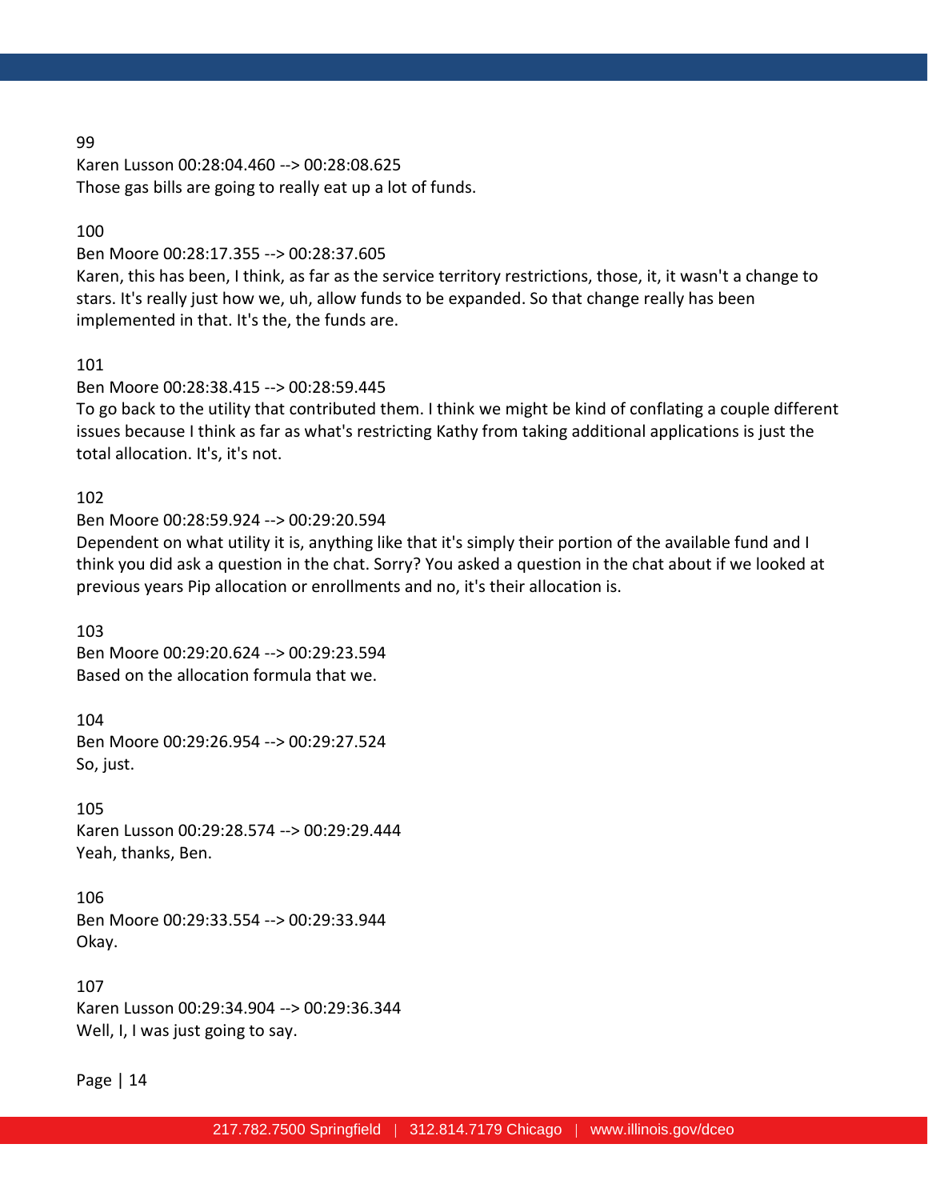99

Karen Lusson 00:28:04.460 --> 00:28:08.625

Those gas bills are going to really eat up a lot of funds.

100

Ben Moore 00:28:17.355 --> 00:28:37.605

Karen, this has been, I think, as far as the service territory restrictions, those, it, it wasn't a change to stars. It's really just how we, uh, allow funds to be expanded. So that change really has been implemented in that. It's the, the funds are.

101

Ben Moore 00:28:38.415 --> 00:28:59.445

To go back to the utility that contributed them. I think we might be kind of conflating a couple different issues because I think as far as what's restricting Kathy from taking additional applications is just the total allocation. It's, it's not.

102

Ben Moore 00:28:59.924 --> 00:29:20.594

Dependent on what utility it is, anything like that it's simply their portion of the available fund and I think you did ask a question in the chat. Sorry? You asked a question in the chat about if we looked at previous years Pip allocation or enrollments and no, it's their allocation is.

103

Ben Moore 00:29:20.624 --> 00:29:23.594

Based on the allocation formula that we.

104

Ben Moore 00:29:26.954 --> 00:29:27.524

So, just.

105

Karen Lusson 00:29:28.574 --> 00:29:29.444

Yeah, thanks, Ben.

106

Ben Moore 00:29:33.554 --> 00:29:33.944

Okay.

107

Karen Lusson 00:29:34.904 --> 00:29:36.344

Well, I, I was just going to say.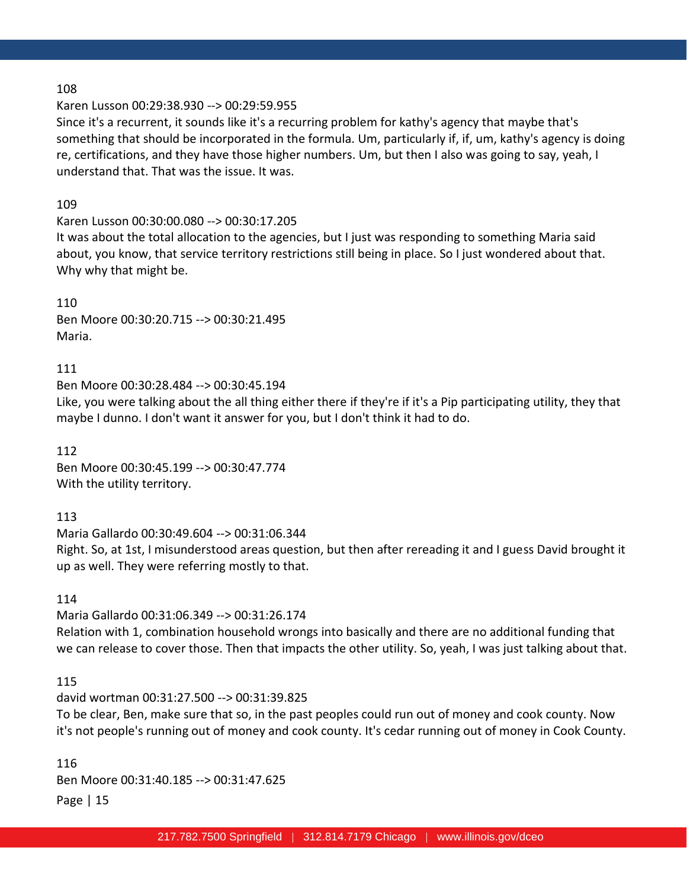108

Karen Lusson 00:29:38.930 --> 00:29:59.955

Since it's a recurrent, it sounds like it's a recurring problem for kathy's agency that maybe that's something that should be incorporated in the formula. Um, particularly if, if, um, kathy's agency is doing re, certifications, and they have those higher numbers. Um, but then I also was going to say, yeah, I understand that. That was the issue. It was.

109

Karen Lusson 00:30:00.080 --> 00:30:17.205

It was about the total allocation to the agencies, but I just was responding to something Maria said about, you know, that service territory restrictions still being in place. So I just wondered about that. Why why that might be.

110

Ben Moore 00:30:20.715 --> 00:30:21.495

Maria.

111

Ben Moore 00:30:28.484 --> 00:30:45.194

Like, you were talking about the all thing either there if they're if it's a Pip participating utility, they that maybe I dunno. I don't want it answer for you, but I don't think it had to do.

112

Ben Moore 00:30:45.199 --> 00:30:47.774

With the utility territory.

113

Maria Gallardo 00:30:49.604 --> 00:31:06.344

Right. So, at 1st, I misunderstood areas question, but then after rereading it and I guess David brought it up as well. They were referring mostly to that.

114

Maria Gallardo 00:31:06.349 --> 00:31:26.174

Relation with 1, combination household wrongs into basically and there are no additional funding that we can release to cover those. Then that impacts the other utility. So, yeah, I was just talking about that.

115

david wortman 00:31:27.500 --> 00:31:39.825

To be clear, Ben, make sure that so, in the past peoples could run out of money and cook county. Now it's not people's running out of money and cook county. It's cedar running out of money in Cook County.

116

Ben Moore 00:31:40.185 --> 00:31:47.625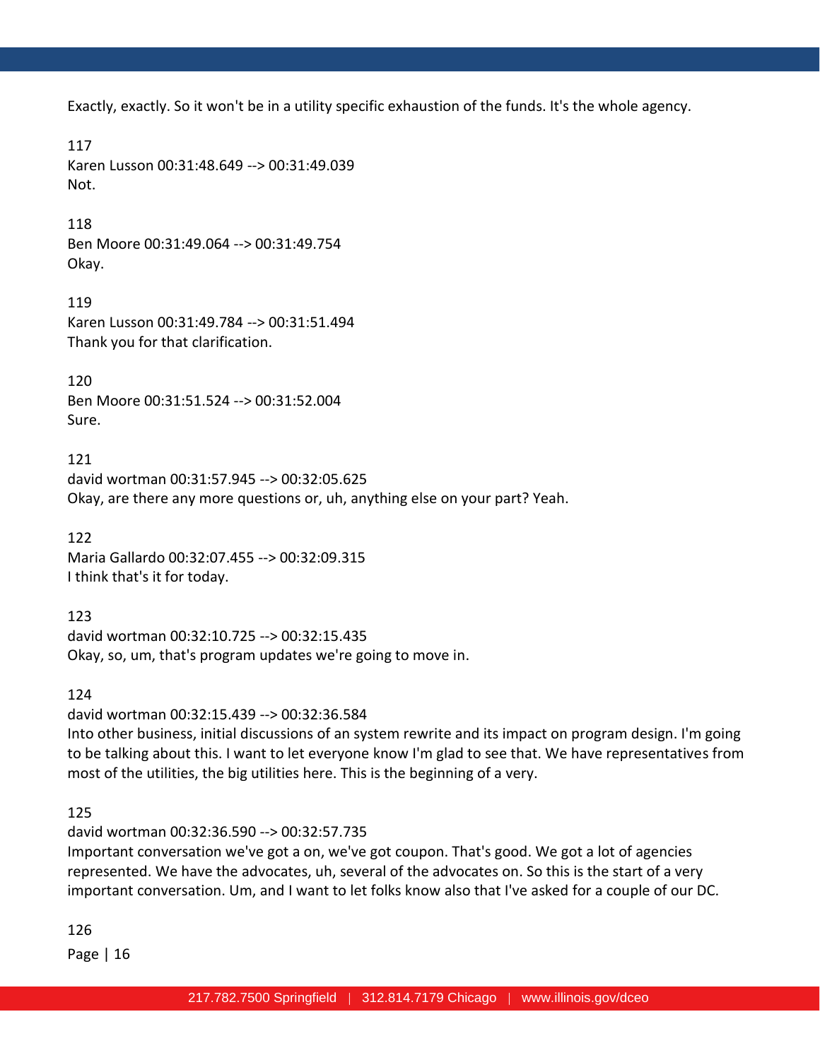Exactly, exactly. So it won't be in a utility specific exhaustion of the funds. It's the whole agency.

117
Karen Lusson 00:31:48.649 --> 00:31:49.039
Not.

118
Ben Moore 00:31:49.064 --> 00:31:49.754
Okay.

119
Karen Lusson 00:31:49.784 --> 00:31:51.494
Thank you for that clarification.

120
Ben Moore 00:31:51.524 --> 00:31:52.004
Sure.

121
david wortman 00:31:57.945 --> 00:32:05.625
Okay, are there any more questions or, uh, anything else on your part? Yeah.

122
Maria Gallardo 00:32:07.455 --> 00:32:09.315
I think that's it for today.

123
david wortman 00:32:10.725 --> 00:32:15.435
Okay, so, um, that's program updates we're going to move in.

124
david wortman 00:32:15.439 --> 00:32:36.584
Into other business, initial discussions of an system rewrite and its impact on program design. I'm going to be talking about this. I want to let everyone know I'm glad to see that. We have representatives from most of the utilities, the big utilities here. This is the beginning of a very.

125
david wortman 00:32:36.590 --> 00:32:57.735
Important conversation we've got a on, we've got coupon. That's good. We got a lot of agencies represented. We have the advocates, uh, several of the advocates on. So this is the start of a very important conversation. Um, and I want to let folks know also that I've asked for a couple of our DC.

126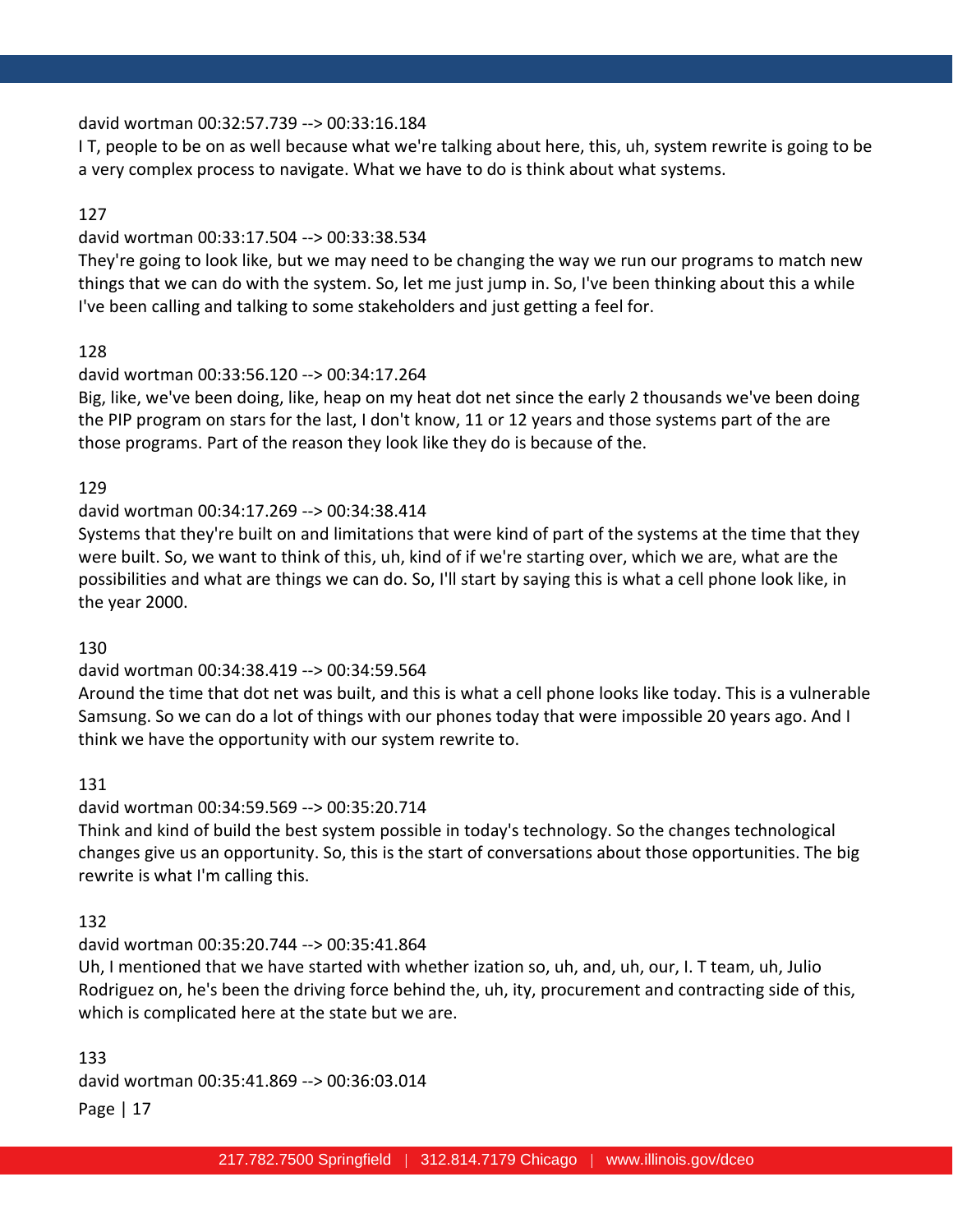david wortman 00:32:57.739 --> 00:33:16.184

I T, people to be on as well because what we're talking about here, this, uh, system rewrite is going to be a very complex process to navigate. What we have to do is think about what systems.

127

david wortman 00:33:17.504 --> 00:33:38.534

They're going to look like, but we may need to be changing the way we run our programs to match new things that we can do with the system. So, let me just jump in. So, I've been thinking about this a while I've been calling and talking to some stakeholders and just getting a feel for.

128

david wortman 00:33:56.120 --> 00:34:17.264

Big, like, we've been doing, like, heap on my heat dot net since the early 2 thousands we've been doing the PIP program on stars for the last, I don't know, 11 or 12 years and those systems part of the are those programs. Part of the reason they look like they do is because of the.

129

david wortman 00:34:17.269 --> 00:34:38.414

Systems that they're built on and limitations that were kind of part of the systems at the time that they were built. So, we want to think of this, uh, kind of if we're starting over, which we are, what are the possibilities and what are things we can do. So, I'll start by saying this is what a cell phone look like, in the year 2000.

130

david wortman 00:34:38.419 --> 00:34:59.564

Around the time that dot net was built, and this is what a cell phone looks like today. This is a vulnerable Samsung. So we can do a lot of things with our phones today that were impossible 20 years ago. And I think we have the opportunity with our system rewrite to.

131

david wortman 00:34:59.569 --> 00:35:20.714

Think and kind of build the best system possible in today's technology. So the changes technological changes give us an opportunity. So, this is the start of conversations about those opportunities. The big rewrite is what I'm calling this.

132

david wortman 00:35:20.744 --> 00:35:41.864

Uh, I mentioned that we have started with whether ization so, uh, and, uh, our, I. T team, uh, Julio Rodriguez on, he's been the driving force behind the, uh, ity, procurement and contracting side of this, which is complicated here at the state but we are.

133

david wortman 00:35:41.869 --> 00:36:03.014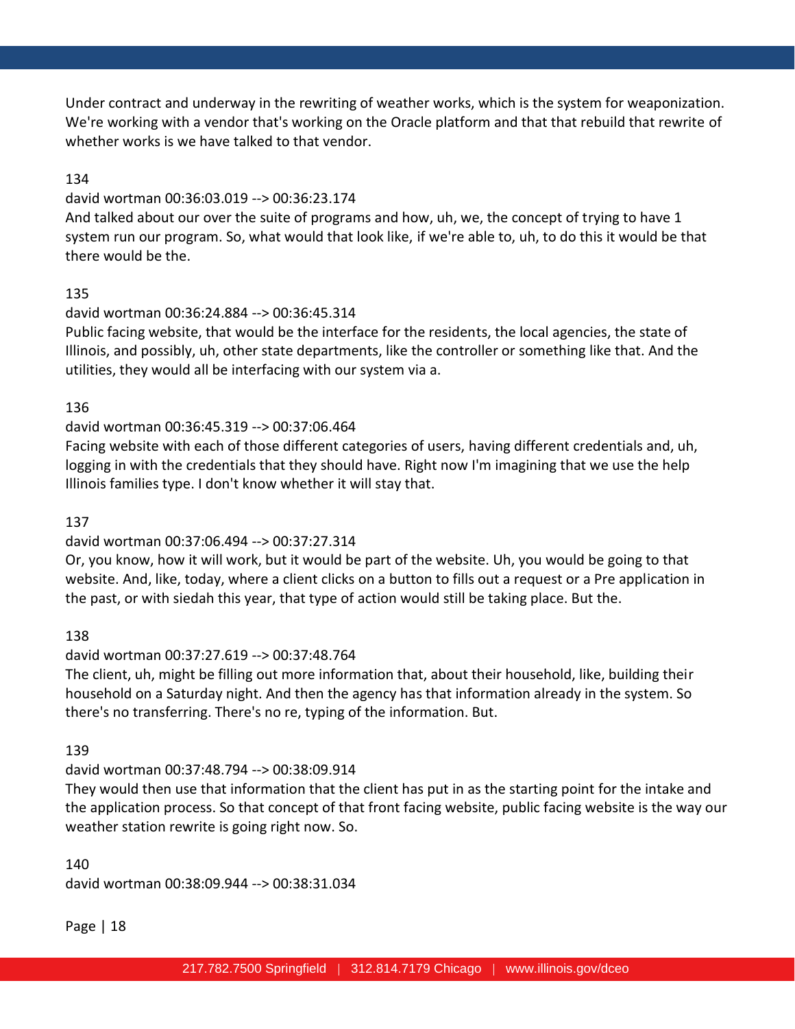Under contract and underway in the rewriting of weather works, which is the system for weaponization. We're working with a vendor that's working on the Oracle platform and that that rebuild that rewrite of whether works is we have talked to that vendor.

134

david wortman 00:36:03.019 --> 00:36:23.174

And talked about our over the suite of programs and how, uh, we, the concept of trying to have 1 system run our program. So, what would that look like, if we're able to, uh, to do this it would be that there would be the.

135

david wortman 00:36:24.884 --> 00:36:45.314

Public facing website, that would be the interface for the residents, the local agencies, the state of Illinois, and possibly, uh, other state departments, like the controller or something like that. And the utilities, they would all be interfacing with our system via a.

136

david wortman 00:36:45.319 --> 00:37:06.464

Facing website with each of those different categories of users, having different credentials and, uh, logging in with the credentials that they should have. Right now I'm imagining that we use the help Illinois families type. I don't know whether it will stay that.

137

david wortman 00:37:06.494 --> 00:37:27.314

Or, you know, how it will work, but it would be part of the website. Uh, you would be going to that website. And, like, today, where a client clicks on a button to fills out a request or a Pre application in the past, or with siedah this year, that type of action would still be taking place. But the.

138

david wortman 00:37:27.619 --> 00:37:48.764

The client, uh, might be filling out more information that, about their household, like, building their household on a Saturday night. And then the agency has that information already in the system. So there's no transferring. There's no re, typing of the information. But.

139

david wortman 00:37:48.794 --> 00:38:09.914

They would then use that information that the client has put in as the starting point for the intake and the application process. So that concept of that front facing website, public facing website is the way our weather station rewrite is going right now. So.

140

david wortman 00:38:09.944 --> 00:38:31.034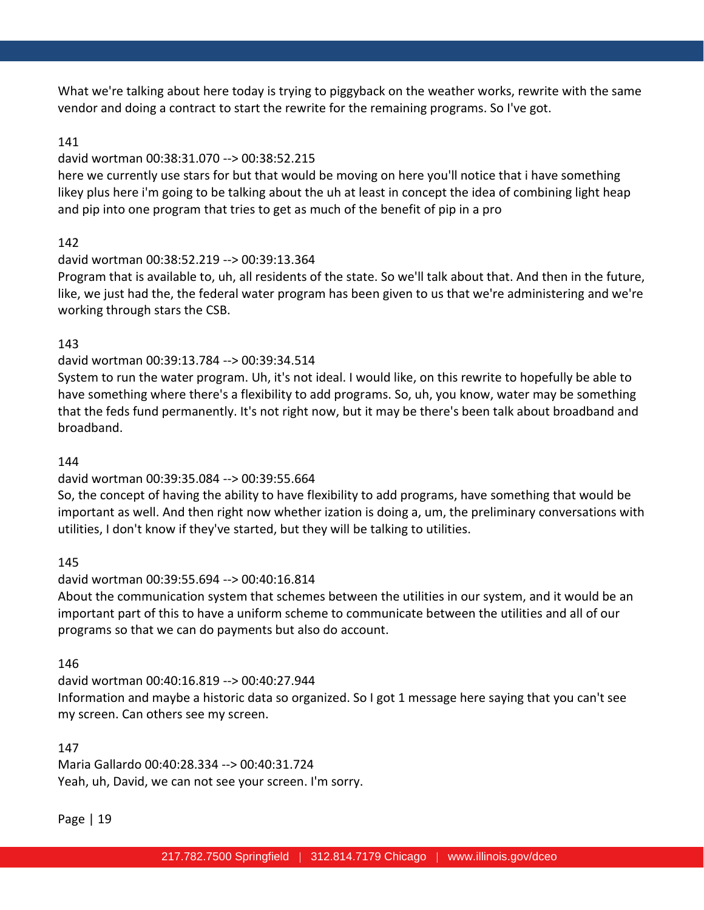What we're talking about here today is trying to piggyback on the weather works, rewrite with the same vendor and doing a contract to start the rewrite for the remaining programs. So I've got.

141

david wortman 00:38:31.070 --> 00:38:52.215

here we currently use stars for but that would be moving on here you'll notice that i have something likey plus here i'm going to be talking about the uh at least in concept the idea of combining light heap and pip into one program that tries to get as much of the benefit of pip in a pro

142

david wortman 00:38:52.219 --> 00:39:13.364

Program that is available to, uh, all residents of the state. So we'll talk about that. And then in the future, like, we just had the, the federal water program has been given to us that we're administering and we're working through stars the CSB.

143

david wortman 00:39:13.784 --> 00:39:34.514

System to run the water program. Uh, it's not ideal. I would like, on this rewrite to hopefully be able to have something where there's a flexibility to add programs. So, uh, you know, water may be something that the feds fund permanently. It's not right now, but it may be there's been talk about broadband and broadband.

144

david wortman 00:39:35.084 --> 00:39:55.664

So, the concept of having the ability to have flexibility to add programs, have something that would be important as well. And then right now whether ization is doing a, um, the preliminary conversations with utilities, I don't know if they've started, but they will be talking to utilities.

145

david wortman 00:39:55.694 --> 00:40:16.814

About the communication system that schemes between the utilities in our system, and it would be an important part of this to have a uniform scheme to communicate between the utilities and all of our programs so that we can do payments but also do account.

146

david wortman 00:40:16.819 --> 00:40:27.944

Information and maybe a historic data so organized. So I got 1 message here saying that you can't see my screen. Can others see my screen.

147

Maria Gallardo 00:40:28.334 --> 00:40:31.724

Yeah, uh, David, we can not see your screen. I'm sorry.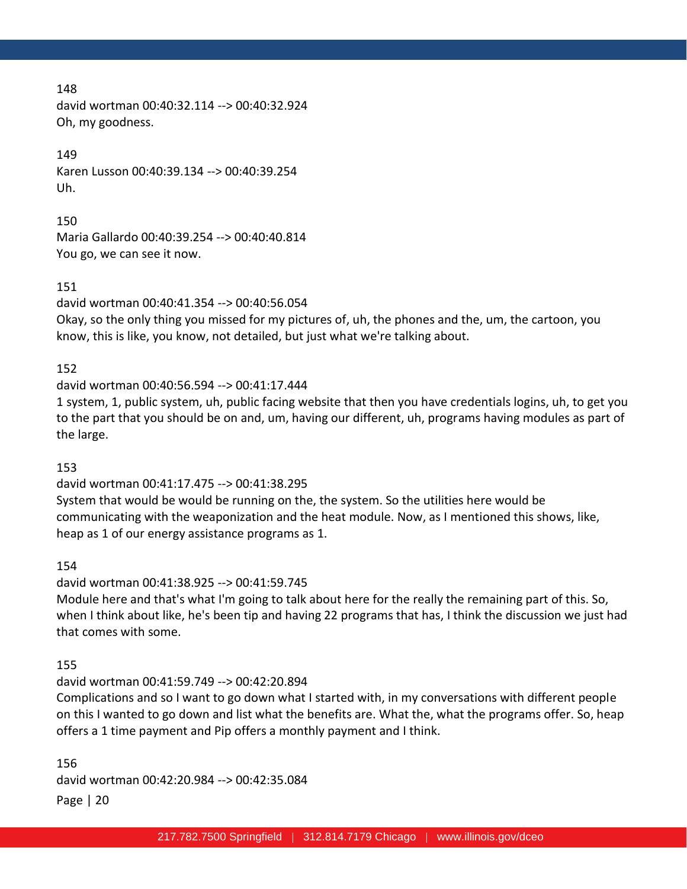148
david wortman 00:40:32.114 --> 00:40:32.924
Oh, my goodness.

149
Karen Lusson 00:40:39.134 --> 00:40:39.254
Uh.

150
Maria Gallardo 00:40:39.254 --> 00:40:40.814
You go, we can see it now.

151
david wortman 00:40:41.354 --> 00:40:56.054
Okay, so the only thing you missed for my pictures of, uh, the phones and the, um, the cartoon, you know, this is like, you know, not detailed, but just what we're talking about.

152
david wortman 00:40:56.594 --> 00:41:17.444
1 system, 1, public system, uh, public facing website that then you have credentials logins, uh, to get you to the part that you should be on and, um, having our different, uh, programs having modules as part of the large.

153
david wortman 00:41:17.475 --> 00:41:38.295
System that would be would be running on the, the system. So the utilities here would be communicating with the weaponization and the heat module. Now, as I mentioned this shows, like, heap as 1 of our energy assistance programs as 1.

154
david wortman 00:41:38.925 --> 00:41:59.745
Module here and that's what I'm going to talk about here for the really the remaining part of this. So, when I think about like, he's been tip and having 22 programs that has, I think the discussion we just had that comes with some.

155
david wortman 00:41:59.749 --> 00:42:20.894
Complications and so I want to go down what I started with, in my conversations with different people on this I wanted to go down and list what the benefits are. What the, what the programs offer. So, heap offers a 1 time payment and Pip offers a monthly payment and I think.

156
david wortman 00:42:20.984 --> 00:42:35.084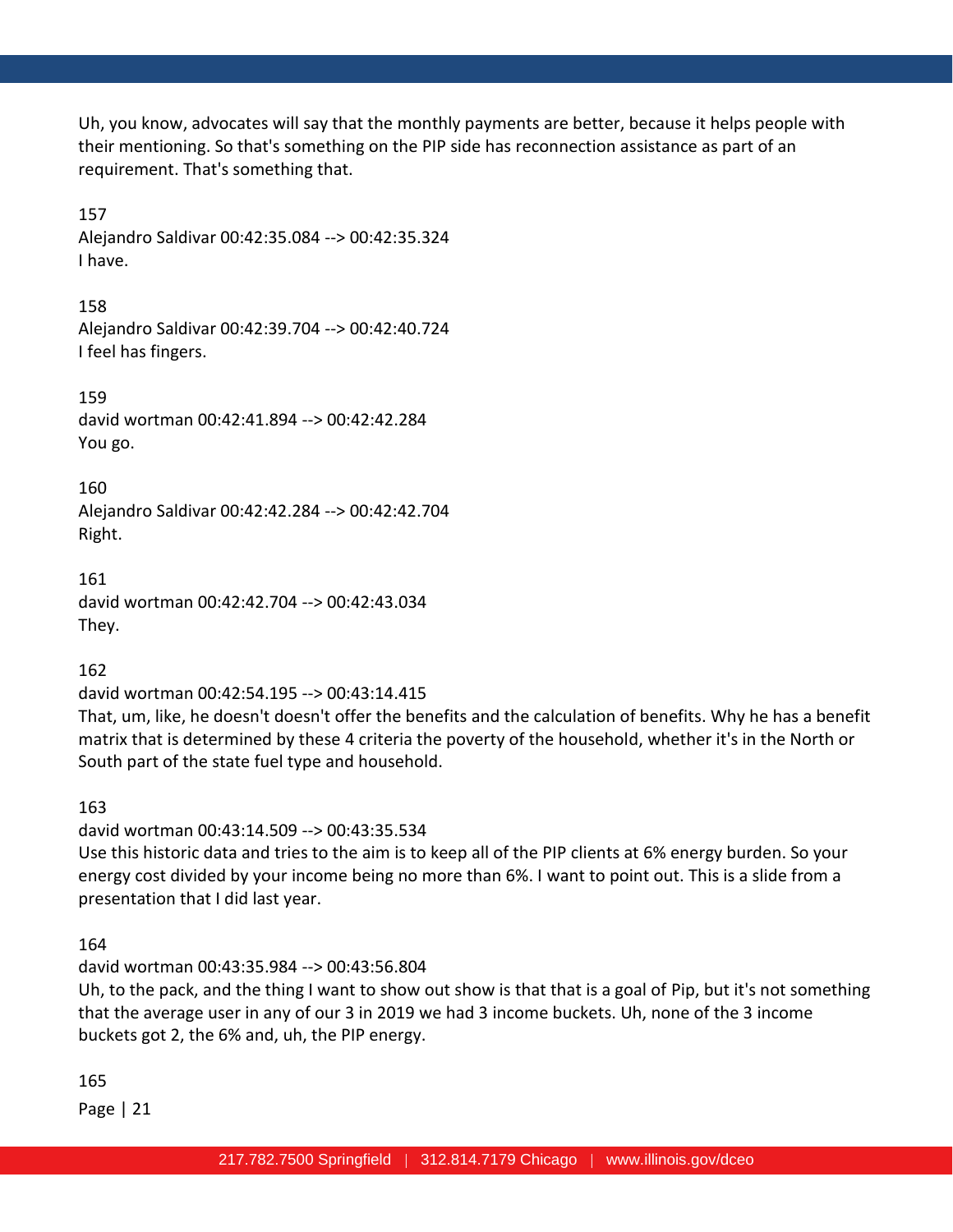Uh, you know, advocates will say that the monthly payments are better, because it helps people with their mentioning. So that's something on the PIP side has reconnection assistance as part of an requirement. That's something that.

157
Alejandro Saldivar 00:42:35.084 --> 00:42:35.324
I have.

158
Alejandro Saldivar 00:42:39.704 --> 00:42:40.724
I feel has fingers.

159
david wortman 00:42:41.894 --> 00:42:42.284
You go.

160
Alejandro Saldivar 00:42:42.284 --> 00:42:42.704
Right.

161
david wortman 00:42:42.704 --> 00:42:43.034
They.

162
david wortman 00:42:54.195 --> 00:43:14.415
That, um, like, he doesn't doesn't offer the benefits and the calculation of benefits. Why he has a benefit matrix that is determined by these 4 criteria the poverty of the household, whether it's in the North or South part of the state fuel type and household.

163
david wortman 00:43:14.509 --> 00:43:35.534
Use this historic data and tries to the aim is to keep all of the PIP clients at 6% energy burden. So your energy cost divided by your income being no more than 6%. I want to point out. This is a slide from a presentation that I did last year.

164
david wortman 00:43:35.984 --> 00:43:56.804
Uh, to the pack, and the thing I want to show out show is that that is a goal of Pip, but it's not something that the average user in any of our 3 in 2019 we had 3 income buckets. Uh, none of the 3 income buckets got 2, the 6% and, uh, the PIP energy.

165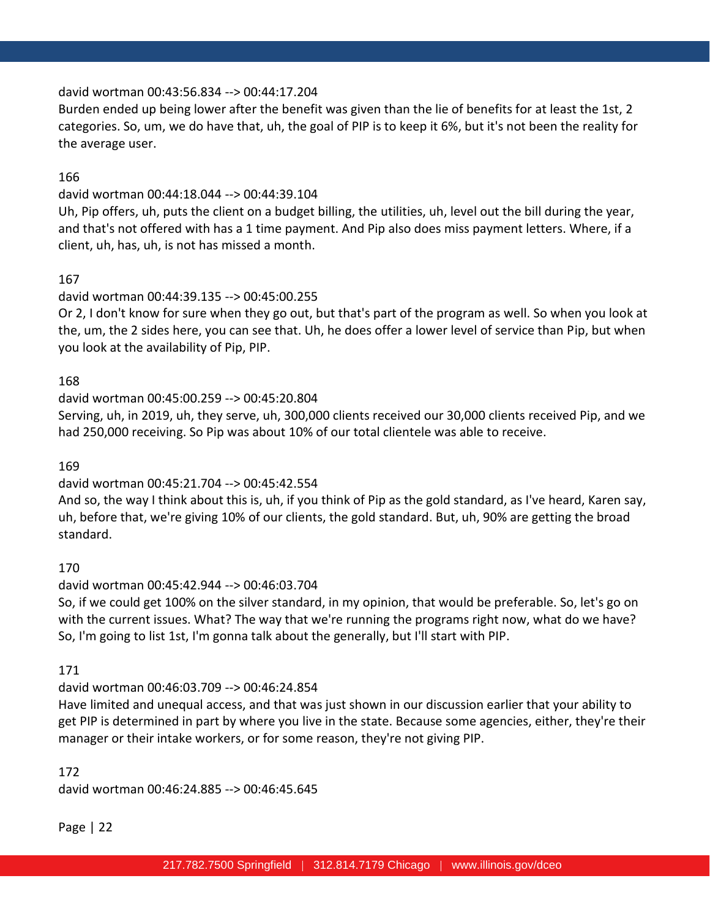david wortman 00:43:56.834 --> 00:44:17.204
Burden ended up being lower after the benefit was given than the lie of benefits for at least the 1st, 2 categories. So, um, we do have that, uh, the goal of PIP is to keep it 6%, but it's not been the reality for the average user.

166
david wortman 00:44:18.044 --> 00:44:39.104
Uh, Pip offers, uh, puts the client on a budget billing, the utilities, uh, level out the bill during the year, and that's not offered with has a 1 time payment. And Pip also does miss payment letters. Where, if a client, uh, has, uh, is not has missed a month.

167
david wortman 00:44:39.135 --> 00:45:00.255
Or 2, I don't know for sure when they go out, but that's part of the program as well. So when you look at the, um, the 2 sides here, you can see that. Uh, he does offer a lower level of service than Pip, but when you look at the availability of Pip, PIP.

168
david wortman 00:45:00.259 --> 00:45:20.804
Serving, uh, in 2019, uh, they serve, uh, 300,000 clients received our 30,000 clients received Pip, and we had 250,000 receiving. So Pip was about 10% of our total clientele was able to receive.

169
david wortman 00:45:21.704 --> 00:45:42.554
And so, the way I think about this is, uh, if you think of Pip as the gold standard, as I've heard, Karen say, uh, before that, we're giving 10% of our clients, the gold standard. But, uh, 90% are getting the broad standard.

170
david wortman 00:45:42.944 --> 00:46:03.704
So, if we could get 100% on the silver standard, in my opinion, that would be preferable. So, let's go on with the current issues. What? The way that we're running the programs right now, what do we have? So, I'm going to list 1st, I'm gonna talk about the generally, but I'll start with PIP.

171
david wortman 00:46:03.709 --> 00:46:24.854
Have limited and unequal access, and that was just shown in our discussion earlier that your ability to get PIP is determined in part by where you live in the state. Because some agencies, either, they're their manager or their intake workers, or for some reason, they're not giving PIP.

172
david wortman 00:46:24.885 --> 00:46:45.645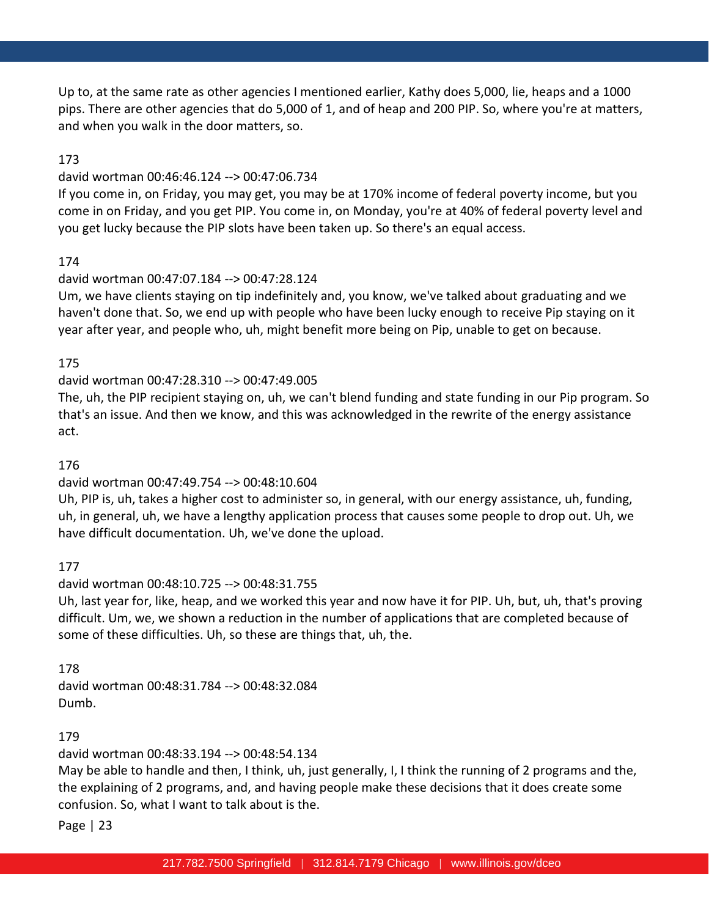Up to, at the same rate as other agencies I mentioned earlier, Kathy does 5,000, lie, heaps and a 1000 pips. There are other agencies that do 5,000 of 1, and of heap and 200 PIP. So, where you're at matters, and when you walk in the door matters, so.

173

david wortman 00:46:46.124 --> 00:47:06.734

If you come in, on Friday, you may get, you may be at 170% income of federal poverty income, but you come in on Friday, and you get PIP. You come in, on Monday, you're at 40% of federal poverty level and you get lucky because the PIP slots have been taken up. So there's an equal access.

174

david wortman 00:47:07.184 --> 00:47:28.124

Um, we have clients staying on tip indefinitely and, you know, we've talked about graduating and we haven't done that. So, we end up with people who have been lucky enough to receive Pip staying on it year after year, and people who, uh, might benefit more being on Pip, unable to get on because.

175

david wortman 00:47:28.310 --> 00:47:49.005

The, uh, the PIP recipient staying on, uh, we can't blend funding and state funding in our Pip program. So that's an issue. And then we know, and this was acknowledged in the rewrite of the energy assistance act.

176

david wortman 00:47:49.754 --> 00:48:10.604

Uh, PIP is, uh, takes a higher cost to administer so, in general, with our energy assistance, uh, funding, uh, in general, uh, we have a lengthy application process that causes some people to drop out. Uh, we have difficult documentation. Uh, we've done the upload.

177

david wortman 00:48:10.725 --> 00:48:31.755

Uh, last year for, like, heap, and we worked this year and now have it for PIP. Uh, but, uh, that's proving difficult. Um, we, we shown a reduction in the number of applications that are completed because of some of these difficulties. Uh, so these are things that, uh, the.

178

david wortman 00:48:31.784 --> 00:48:32.084

Dumb.

179

david wortman 00:48:33.194 --> 00:48:54.134

May be able to handle and then, I think, uh, just generally, I, I think the running of 2 programs and the, the explaining of 2 programs, and, and having people make these decisions that it does create some confusion. So, what I want to talk about is the.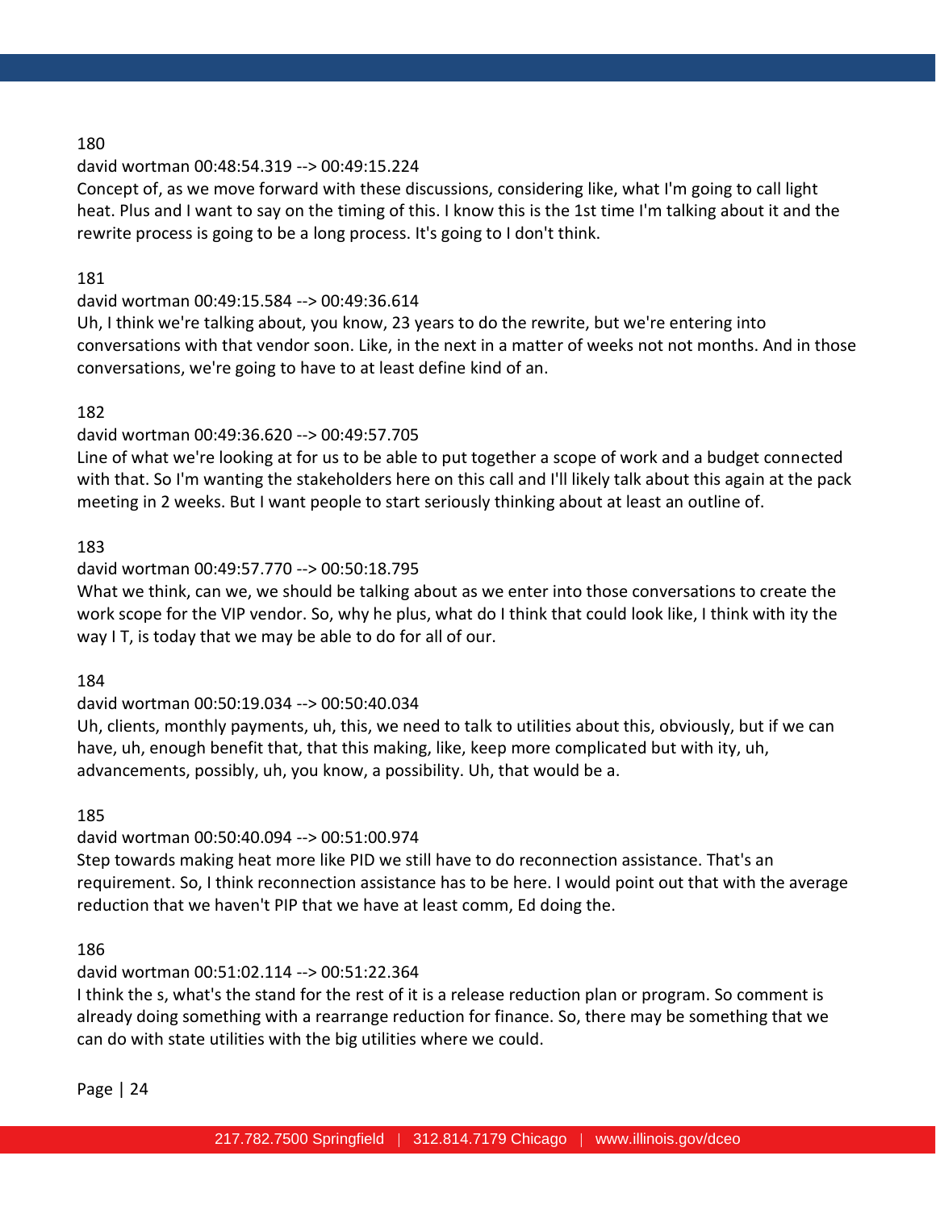180

david wortman 00:48:54.319 --> 00:49:15.224

Concept of, as we move forward with these discussions, considering like, what I'm going to call light heat. Plus and I want to say on the timing of this. I know this is the 1st time I'm talking about it and the rewrite process is going to be a long process. It's going to I don't think.

181

david wortman 00:49:15.584 --> 00:49:36.614

Uh, I think we're talking about, you know, 23 years to do the rewrite, but we're entering into conversations with that vendor soon. Like, in the next in a matter of weeks not not months. And in those conversations, we're going to have to at least define kind of an.

182

david wortman 00:49:36.620 --> 00:49:57.705

Line of what we're looking at for us to be able to put together a scope of work and a budget connected with that. So I'm wanting the stakeholders here on this call and I'll likely talk about this again at the pack meeting in 2 weeks. But I want people to start seriously thinking about at least an outline of.

183

david wortman 00:49:57.770 --> 00:50:18.795

What we think, can we, we should be talking about as we enter into those conversations to create the work scope for the VIP vendor. So, why he plus, what do I think that could look like, I think with ity the way I T, is today that we may be able to do for all of our.

184

david wortman 00:50:19.034 --> 00:50:40.034

Uh, clients, monthly payments, uh, this, we need to talk to utilities about this, obviously, but if we can have, uh, enough benefit that, that this making, like, keep more complicated but with ity, uh, advancements, possibly, uh, you know, a possibility. Uh, that would be a.

185

david wortman 00:50:40.094 --> 00:51:00.974

Step towards making heat more like PID we still have to do reconnection assistance. That's an requirement. So, I think reconnection assistance has to be here. I would point out that with the average reduction that we haven't PIP that we have at least comm, Ed doing the.

186

david wortman 00:51:02.114 --> 00:51:22.364

I think the s, what's the stand for the rest of it is a release reduction plan or program. So comment is already doing something with a rearrange reduction for finance. So, there may be something that we can do with state utilities with the big utilities where we could.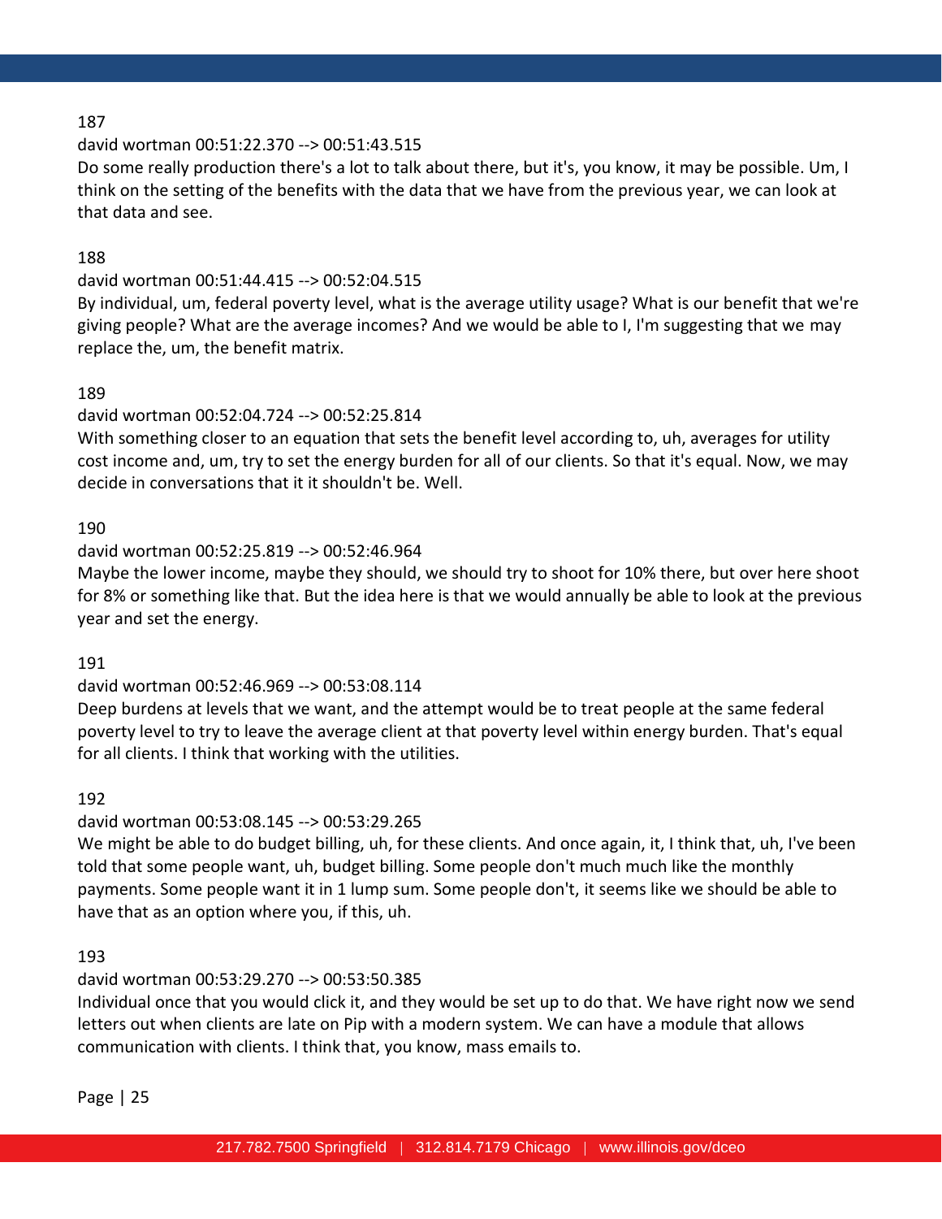187

david wortman 00:51:22.370 --> 00:51:43.515

Do some really production there's a lot to talk about there, but it's, you know, it may be possible. Um, I think on the setting of the benefits with the data that we have from the previous year, we can look at that data and see.

188

david wortman 00:51:44.415 --> 00:52:04.515

By individual, um, federal poverty level, what is the average utility usage? What is our benefit that we're giving people? What are the average incomes? And we would be able to I, I'm suggesting that we may replace the, um, the benefit matrix.

189

david wortman 00:52:04.724 --> 00:52:25.814

With something closer to an equation that sets the benefit level according to, uh, averages for utility cost income and, um, try to set the energy burden for all of our clients. So that it's equal. Now, we may decide in conversations that it it shouldn't be. Well.

190

david wortman 00:52:25.819 --> 00:52:46.964

Maybe the lower income, maybe they should, we should try to shoot for 10% there, but over here shoot for 8% or something like that. But the idea here is that we would annually be able to look at the previous year and set the energy.

191

david wortman 00:52:46.969 --> 00:53:08.114

Deep burdens at levels that we want, and the attempt would be to treat people at the same federal poverty level to try to leave the average client at that poverty level within energy burden. That's equal for all clients. I think that working with the utilities.

192

david wortman 00:53:08.145 --> 00:53:29.265

We might be able to do budget billing, uh, for these clients. And once again, it, I think that, uh, I've been told that some people want, uh, budget billing. Some people don't much much like the monthly payments. Some people want it in 1 lump sum. Some people don't, it seems like we should be able to have that as an option where you, if this, uh.

193

david wortman 00:53:29.270 --> 00:53:50.385

Individual once that you would click it, and they would be set up to do that. We have right now we send letters out when clients are late on Pip with a modern system. We can have a module that allows communication with clients. I think that, you know, mass emails to.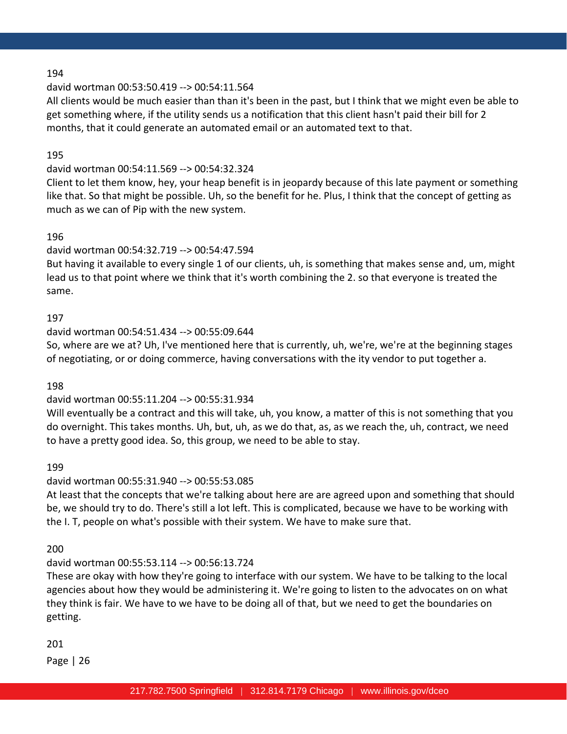194

david wortman 00:53:50.419 --> 00:54:11.564

All clients would be much easier than than it's been in the past, but I think that we might even be able to get something where, if the utility sends us a notification that this client hasn't paid their bill for 2 months, that it could generate an automated email or an automated text to that.

195

david wortman 00:54:11.569 --> 00:54:32.324

Client to let them know, hey, your heap benefit is in jeopardy because of this late payment or something like that. So that might be possible. Uh, so the benefit for he. Plus, I think that the concept of getting as much as we can of Pip with the new system.

196

david wortman 00:54:32.719 --> 00:54:47.594

But having it available to every single 1 of our clients, uh, is something that makes sense and, um, might lead us to that point where we think that it's worth combining the 2. so that everyone is treated the same.

197

david wortman 00:54:51.434 --> 00:55:09.644

So, where are we at? Uh, I've mentioned here that is currently, uh, we're, we're at the beginning stages of negotiating, or or doing commerce, having conversations with the ity vendor to put together a.

198

david wortman 00:55:11.204 --> 00:55:31.934

Will eventually be a contract and this will take, uh, you know, a matter of this is not something that you do overnight. This takes months. Uh, but, uh, as we do that, as, as we reach the, uh, contract, we need to have a pretty good idea. So, this group, we need to be able to stay.

199

david wortman 00:55:31.940 --> 00:55:53.085

At least that the concepts that we're talking about here are are agreed upon and something that should be, we should try to do. There's still a lot left. This is complicated, because we have to be working with the I. T, people on what's possible with their system. We have to make sure that.

200

david wortman 00:55:53.114 --> 00:56:13.724

These are okay with how they're going to interface with our system. We have to be talking to the local agencies about how they would be administering it. We're going to listen to the advocates on on what they think is fair. We have to we have to be doing all of that, but we need to get the boundaries on getting.

201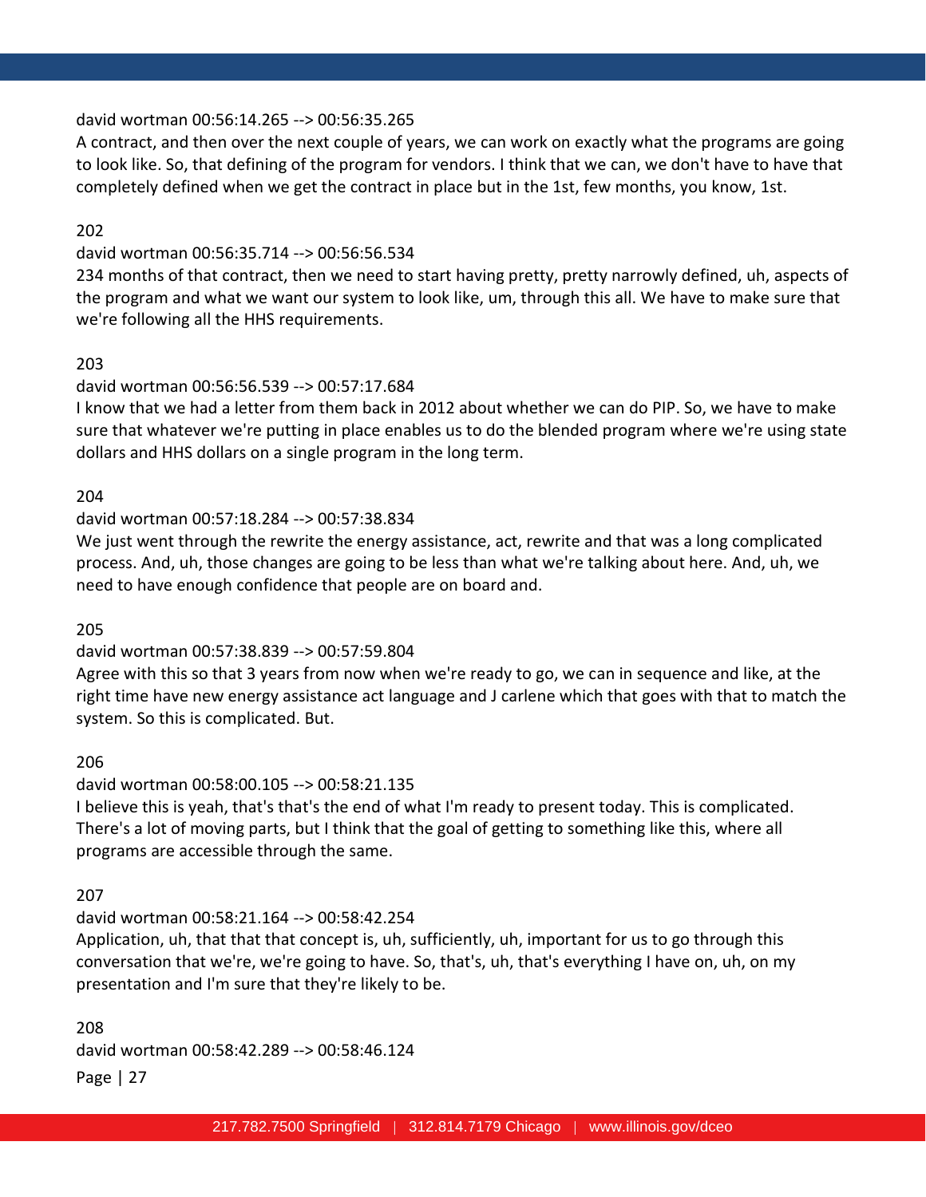david wortman 00:56:14.265 --> 00:56:35.265
A contract, and then over the next couple of years, we can work on exactly what the programs are going to look like. So, that defining of the program for vendors. I think that we can, we don't have to have that completely defined when we get the contract in place but in the 1st, few months, you know, 1st.

202

david wortman 00:56:35.714 --> 00:56:56.534
234 months of that contract, then we need to start having pretty, pretty narrowly defined, uh, aspects of the program and what we want our system to look like, um, through this all. We have to make sure that we're following all the HHS requirements.

203

david wortman 00:56:56.539 --> 00:57:17.684
I know that we had a letter from them back in 2012 about whether we can do PIP. So, we have to make sure that whatever we're putting in place enables us to do the blended program where we're using state dollars and HHS dollars on a single program in the long term.

204

david wortman 00:57:18.284 --> 00:57:38.834
We just went through the rewrite the energy assistance, act, rewrite and that was a long complicated process. And, uh, those changes are going to be less than what we're talking about here. And, uh, we need to have enough confidence that people are on board and.

205

david wortman 00:57:38.839 --> 00:57:59.804
Agree with this so that 3 years from now when we're ready to go, we can in sequence and like, at the right time have new energy assistance act language and J carlene which that goes with that to match the system. So this is complicated. But.

206

david wortman 00:58:00.105 --> 00:58:21.135
I believe this is yeah, that's that's the end of what I'm ready to present today. This is complicated. There's a lot of moving parts, but I think that the goal of getting to something like this, where all programs are accessible through the same.

207

david wortman 00:58:21.164 --> 00:58:42.254
Application, uh, that that that concept is, uh, sufficiently, uh, important for us to go through this conversation that we're, we're going to have. So, that's, uh, that's everything I have on, uh, on my presentation and I'm sure that they're likely to be.

208

david wortman 00:58:42.289 --> 00:58:46.124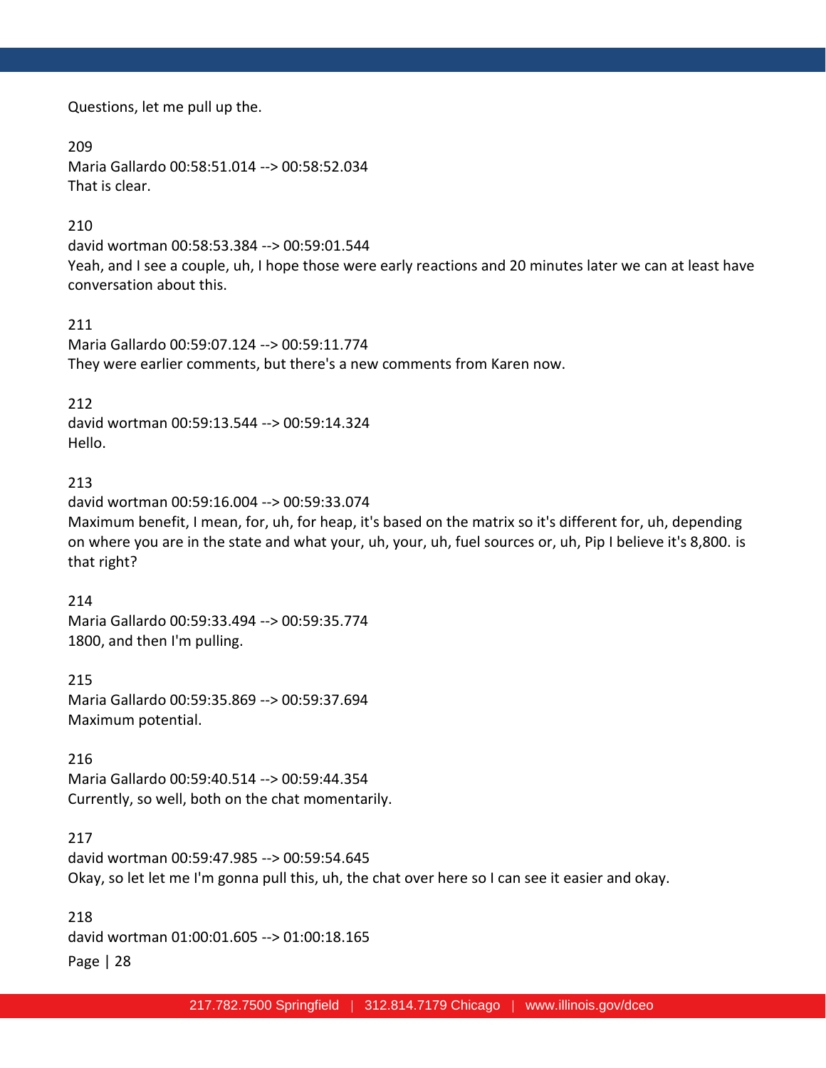Questions, let me pull up the.

209
Maria Gallardo 00:58:51.014 --> 00:58:52.034
That is clear.

210
david wortman 00:58:53.384 --> 00:59:01.544
Yeah, and I see a couple, uh, I hope those were early reactions and 20 minutes later we can at least have conversation about this.

211
Maria Gallardo 00:59:07.124 --> 00:59:11.774
They were earlier comments, but there's a new comments from Karen now.

212
david wortman 00:59:13.544 --> 00:59:14.324
Hello.

213
david wortman 00:59:16.004 --> 00:59:33.074
Maximum benefit, I mean, for, uh, for heap, it's based on the matrix so it's different for, uh, depending on where you are in the state and what your, uh, your, uh, fuel sources or, uh, Pip I believe it's 8,800. is that right?

214
Maria Gallardo 00:59:33.494 --> 00:59:35.774
1800, and then I'm pulling.

215
Maria Gallardo 00:59:35.869 --> 00:59:37.694
Maximum potential.

216
Maria Gallardo 00:59:40.514 --> 00:59:44.354
Currently, so well, both on the chat momentarily.

217
david wortman 00:59:47.985 --> 00:59:54.645
Okay, so let let me I'm gonna pull this, uh, the chat over here so I can see it easier and okay.

218
david wortman 01:00:01.605 --> 01:00:18.165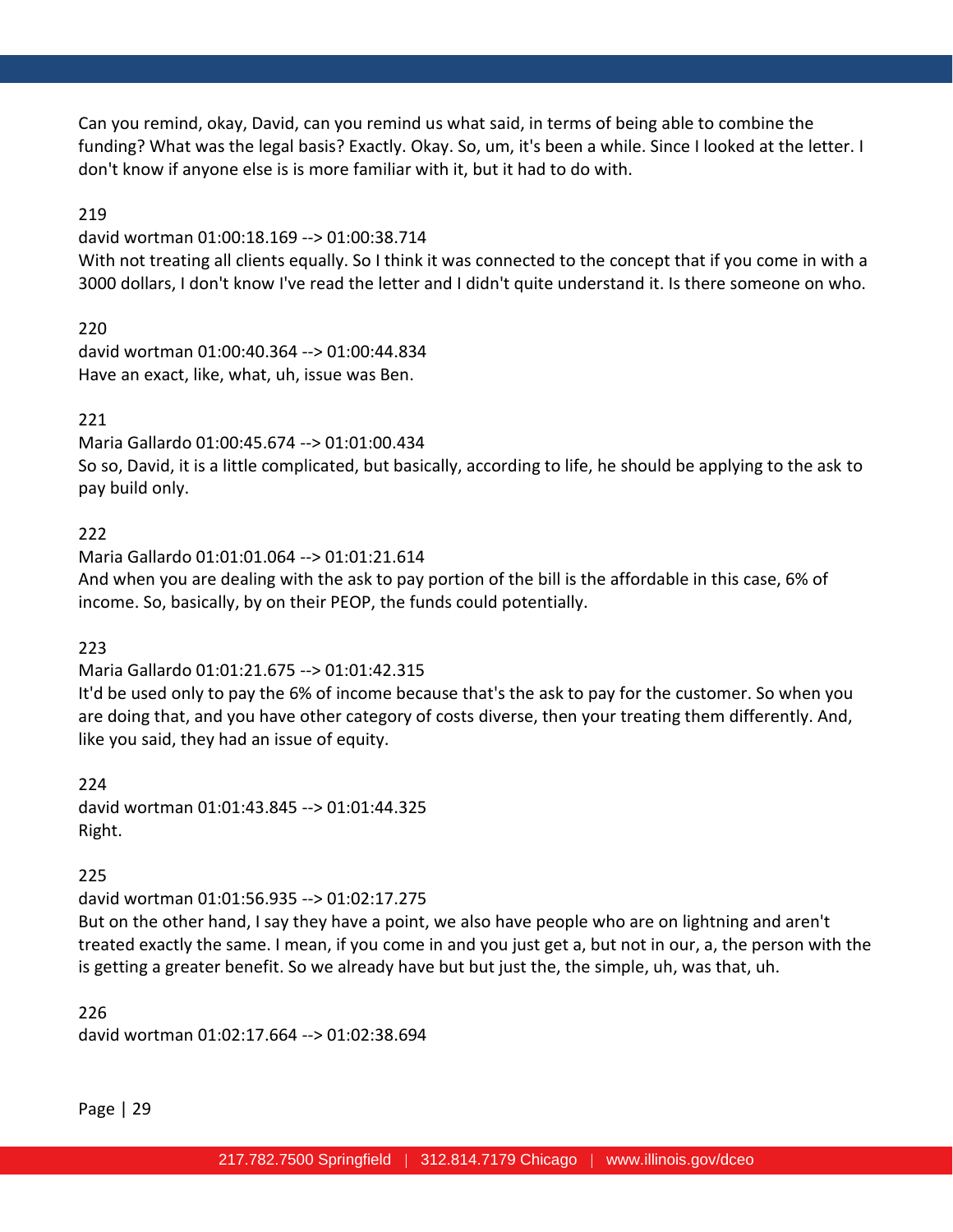Can you remind, okay, David, can you remind us what said, in terms of being able to combine the funding? What was the legal basis? Exactly. Okay. So, um, it's been a while. Since I looked at the letter. I don't know if anyone else is is more familiar with it, but it had to do with.

219

david wortman 01:00:18.169 --> 01:00:38.714

With not treating all clients equally. So I think it was connected to the concept that if you come in with a 3000 dollars, I don't know I've read the letter and I didn't quite understand it. Is there someone on who.

220

david wortman 01:00:40.364 --> 01:00:44.834

Have an exact, like, what, uh, issue was Ben.

221

Maria Gallardo 01:00:45.674 --> 01:01:00.434

So so, David, it is a little complicated, but basically, according to life, he should be applying to the ask to pay build only.

222

Maria Gallardo 01:01:01.064 --> 01:01:21.614

And when you are dealing with the ask to pay portion of the bill is the affordable in this case, 6% of income. So, basically, by on their PEOP, the funds could potentially.

223

Maria Gallardo 01:01:21.675 --> 01:01:42.315

It'd be used only to pay the 6% of income because that's the ask to pay for the customer. So when you are doing that, and you have other category of costs diverse, then your treating them differently. And, like you said, they had an issue of equity.

224

david wortman 01:01:43.845 --> 01:01:44.325

Right.

225

david wortman 01:01:56.935 --> 01:02:17.275

But on the other hand, I say they have a point, we also have people who are on lightning and aren't treated exactly the same. I mean, if you come in and you just get a, but not in our, a, the person with the is getting a greater benefit. So we already have but but just the, the simple, uh, was that, uh.

226

david wortman 01:02:17.664 --> 01:02:38.694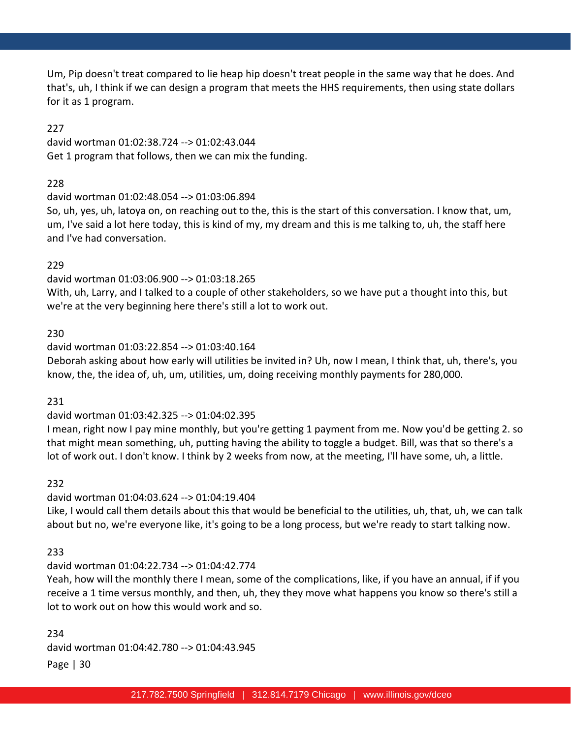Um, Pip doesn't treat compared to lie heap hip doesn't treat people in the same way that he does. And that's, uh, I think if we can design a program that meets the HHS requirements, then using state dollars for it as 1 program.

227

david wortman 01:02:38.724 --> 01:02:43.044
Get 1 program that follows, then we can mix the funding.

228

david wortman 01:02:48.054 --> 01:03:06.894
So, uh, yes, uh, latoya on, on reaching out to the, this is the start of this conversation. I know that, um, um, I've said a lot here today, this is kind of my, my dream and this is me talking to, uh, the staff here and I've had conversation.

229

david wortman 01:03:06.900 --> 01:03:18.265
With, uh, Larry, and I talked to a couple of other stakeholders, so we have put a thought into this, but we're at the very beginning here there's still a lot to work out.

230

david wortman 01:03:22.854 --> 01:03:40.164
Deborah asking about how early will utilities be invited in? Uh, now I mean, I think that, uh, there's, you know, the, the idea of, uh, um, utilities, um, doing receiving monthly payments for 280,000.

231

david wortman 01:03:42.325 --> 01:04:02.395
I mean, right now I pay mine monthly, but you're getting 1 payment from me. Now you'd be getting 2. so that might mean something, uh, putting having the ability to toggle a budget. Bill, was that so there's a lot of work out. I don't know. I think by 2 weeks from now, at the meeting, I'll have some, uh, a little.

232

david wortman 01:04:03.624 --> 01:04:19.404
Like, I would call them details about this that would be beneficial to the utilities, uh, that, uh, we can talk about but no, we're everyone like, it's going to be a long process, but we're ready to start talking now.

233

david wortman 01:04:22.734 --> 01:04:42.774
Yeah, how will the monthly there I mean, some of the complications, like, if you have an annual, if if you receive a 1 time versus monthly, and then, uh, they they move what happens you know so there's still a lot to work out on how this would work and so.

234

david wortman 01:04:42.780 --> 01:04:43.945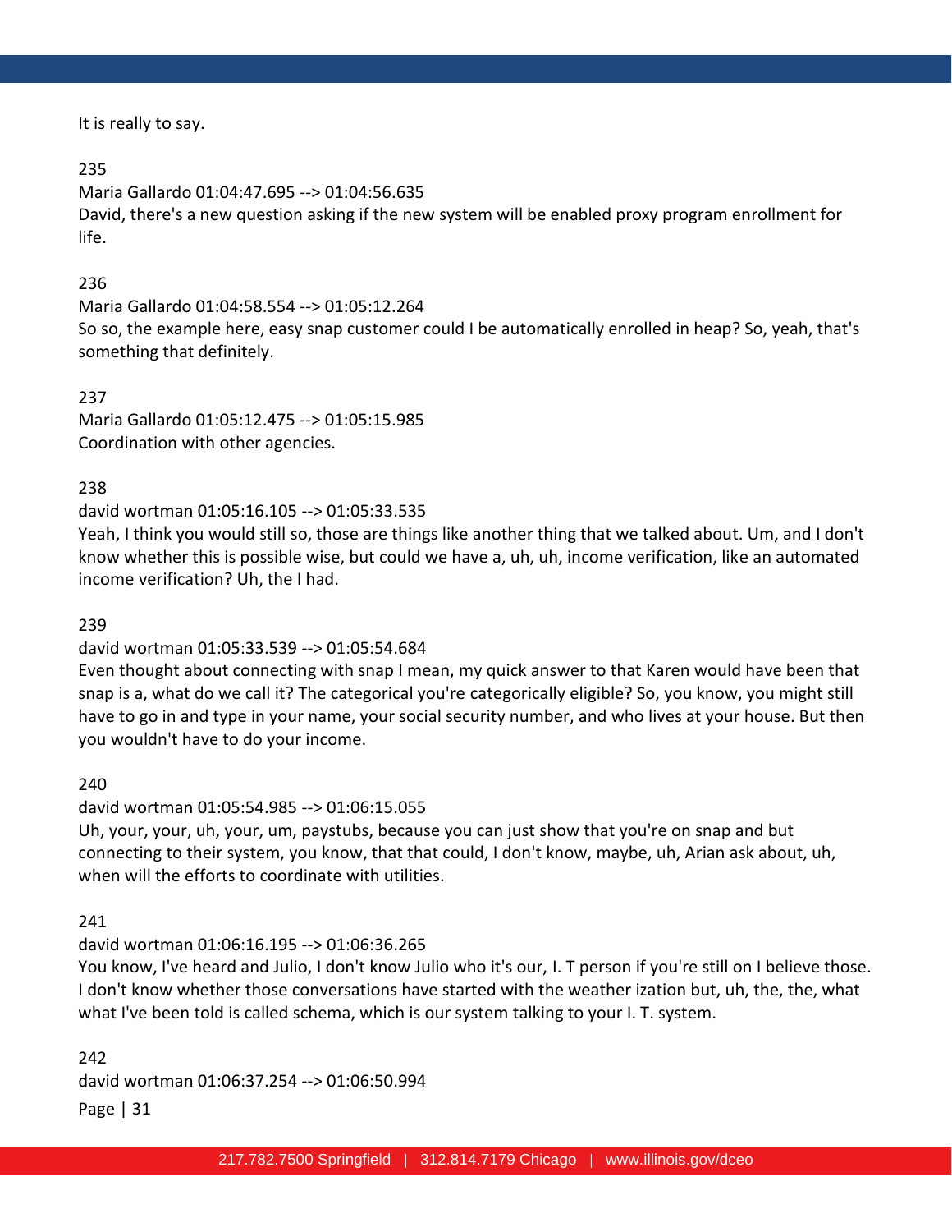It is really to say.

235

Maria Gallardo 01:04:47.695 --> 01:04:56.635

David, there's a new question asking if the new system will be enabled proxy program enrollment for life.

236

Maria Gallardo 01:04:58.554 --> 01:05:12.264

So so, the example here, easy snap customer could I be automatically enrolled in heap? So, yeah, that's something that definitely.

237

Maria Gallardo 01:05:12.475 --> 01:05:15.985

Coordination with other agencies.

238

david wortman 01:05:16.105 --> 01:05:33.535

Yeah, I think you would still so, those are things like another thing that we talked about. Um, and I don't know whether this is possible wise, but could we have a, uh, uh, income verification, like an automated income verification? Uh, the I had.

239

david wortman 01:05:33.539 --> 01:05:54.684

Even thought about connecting with snap I mean, my quick answer to that Karen would have been that snap is a, what do we call it? The categorical you're categorically eligible? So, you know, you might still have to go in and type in your name, your social security number, and who lives at your house. But then you wouldn't have to do your income.

240

david wortman 01:05:54.985 --> 01:06:15.055

Uh, your, your, uh, your, um, paystubs, because you can just show that you're on snap and but connecting to their system, you know, that that could, I don't know, maybe, uh, Arian ask about, uh, when will the efforts to coordinate with utilities.

241

david wortman 01:06:16.195 --> 01:06:36.265

You know, I've heard and Julio, I don't know Julio who it's our, I. T person if you're still on I believe those. I don't know whether those conversations have started with the weather ization but, uh, the, the, what what I've been told is called schema, which is our system talking to your I. T. system.

242

david wortman 01:06:37.254 --> 01:06:50.994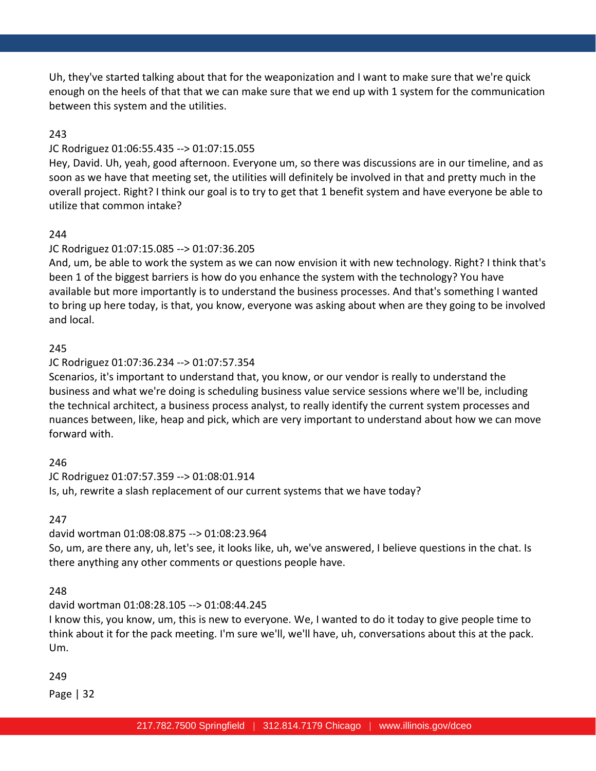Uh, they've started talking about that for the weaponization and I want to make sure that we're quick enough on the heels of that that we can make sure that we end up with 1 system for the communication between this system and the utilities.

243

JC Rodriguez 01:06:55.435 --> 01:07:15.055

Hey, David. Uh, yeah, good afternoon. Everyone um, so there was discussions are in our timeline, and as soon as we have that meeting set, the utilities will definitely be involved in that and pretty much in the overall project. Right? I think our goal is to try to get that 1 benefit system and have everyone be able to utilize that common intake?

244

JC Rodriguez 01:07:15.085 --> 01:07:36.205

And, um, be able to work the system as we can now envision it with new technology. Right? I think that's been 1 of the biggest barriers is how do you enhance the system with the technology? You have available but more importantly is to understand the business processes. And that's something I wanted to bring up here today, is that, you know, everyone was asking about when are they going to be involved and local.

245

JC Rodriguez 01:07:36.234 --> 01:07:57.354

Scenarios, it's important to understand that, you know, or our vendor is really to understand the business and what we're doing is scheduling business value service sessions where we'll be, including the technical architect, a business process analyst, to really identify the current system processes and nuances between, like, heap and pick, which are very important to understand about how we can move forward with.

246

JC Rodriguez 01:07:57.359 --> 01:08:01.914

Is, uh, rewrite a slash replacement of our current systems that we have today?

247

david wortman 01:08:08.875 --> 01:08:23.964

So, um, are there any, uh, let's see, it looks like, uh, we've answered, I believe questions in the chat. Is there anything any other comments or questions people have.

248

david wortman 01:08:28.105 --> 01:08:44.245

I know this, you know, um, this is new to everyone. We, I wanted to do it today to give people time to think about it for the pack meeting. I'm sure we'll, we'll have, uh, conversations about this at the pack. Um.

249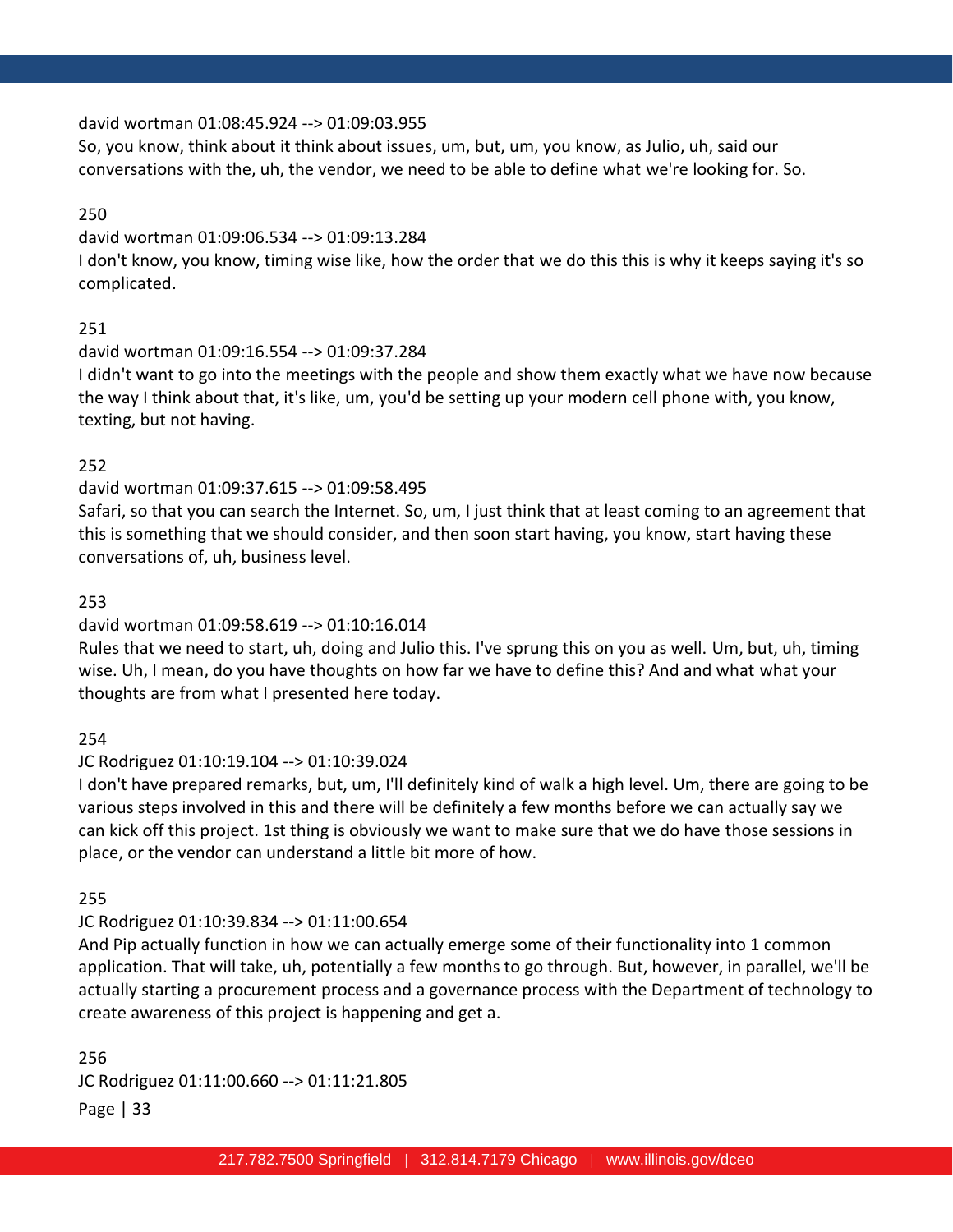david wortman 01:08:45.924 --> 01:09:03.955
So, you know, think about it think about issues, um, but, um, you know, as Julio, uh, said our conversations with the, uh, the vendor, we need to be able to define what we're looking for. So.

250

david wortman 01:09:06.534 --> 01:09:13.284
I don't know, you know, timing wise like, how the order that we do this this is why it keeps saying it's so complicated.

251

david wortman 01:09:16.554 --> 01:09:37.284
I didn't want to go into the meetings with the people and show them exactly what we have now because the way I think about that, it's like, um, you'd be setting up your modern cell phone with, you know, texting, but not having.

252

david wortman 01:09:37.615 --> 01:09:58.495
Safari, so that you can search the Internet. So, um, I just think that at least coming to an agreement that this is something that we should consider, and then soon start having, you know, start having these conversations of, uh, business level.

253

david wortman 01:09:58.619 --> 01:10:16.014
Rules that we need to start, uh, doing and Julio this. I've sprung this on you as well. Um, but, uh, timing wise. Uh, I mean, do you have thoughts on how far we have to define this? And and what what your thoughts are from what I presented here today.

254

JC Rodriguez 01:10:19.104 --> 01:10:39.024
I don't have prepared remarks, but, um, I'll definitely kind of walk a high level. Um, there are going to be various steps involved in this and there will be definitely a few months before we can actually say we can kick off this project. 1st thing is obviously we want to make sure that we do have those sessions in place, or the vendor can understand a little bit more of how.

255

JC Rodriguez 01:10:39.834 --> 01:11:00.654
And Pip actually function in how we can actually emerge some of their functionality into 1 common application. That will take, uh, potentially a few months to go through. But, however, in parallel, we'll be actually starting a procurement process and a governance process with the Department of technology to create awareness of this project is happening and get a.

256

JC Rodriguez 01:11:00.660 --> 01:11:21.805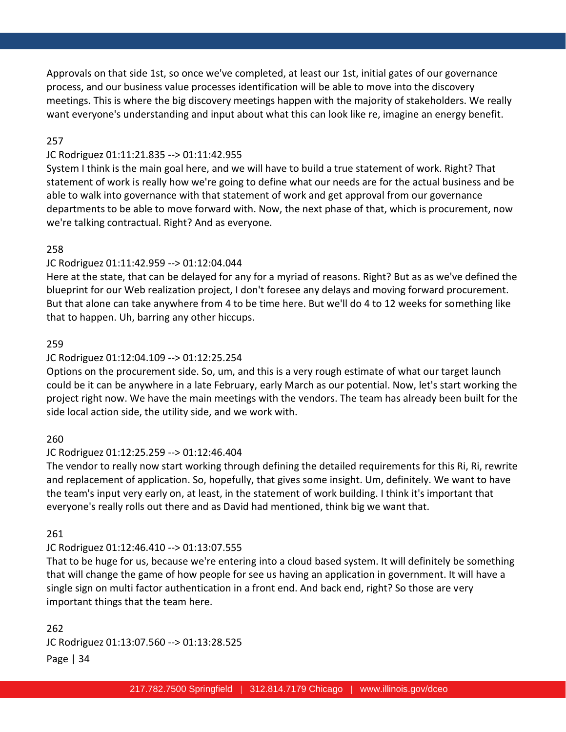Approvals on that side 1st, so once we've completed, at least our 1st, initial gates of our governance process, and our business value processes identification will be able to move into the discovery meetings. This is where the big discovery meetings happen with the majority of stakeholders. We really want everyone's understanding and input about what this can look like re, imagine an energy benefit.

257

JC Rodriguez 01:11:21.835 --> 01:11:42.955

System I think is the main goal here, and we will have to build a true statement of work. Right? That statement of work is really how we're going to define what our needs are for the actual business and be able to walk into governance with that statement of work and get approval from our governance departments to be able to move forward with. Now, the next phase of that, which is procurement, now we're talking contractual. Right? And as everyone.

258

JC Rodriguez 01:11:42.959 --> 01:12:04.044

Here at the state, that can be delayed for any for a myriad of reasons. Right? But as as we've defined the blueprint for our Web realization project, I don't foresee any delays and moving forward procurement. But that alone can take anywhere from 4 to be time here. But we'll do 4 to 12 weeks for something like that to happen. Uh, barring any other hiccups.

259

JC Rodriguez 01:12:04.109 --> 01:12:25.254

Options on the procurement side. So, um, and this is a very rough estimate of what our target launch could be it can be anywhere in a late February, early March as our potential. Now, let's start working the project right now. We have the main meetings with the vendors. The team has already been built for the side local action side, the utility side, and we work with.

260

JC Rodriguez 01:12:25.259 --> 01:12:46.404

The vendor to really now start working through defining the detailed requirements for this Ri, Ri, rewrite and replacement of application. So, hopefully, that gives some insight. Um, definitely. We want to have the team's input very early on, at least, in the statement of work building. I think it's important that everyone's really rolls out there and as David had mentioned, think big we want that.

261

JC Rodriguez 01:12:46.410 --> 01:13:07.555

That to be huge for us, because we're entering into a cloud based system. It will definitely be something that will change the game of how people for see us having an application in government. It will have a single sign on multi factor authentication in a front end. And back end, right? So those are very important things that the team here.

262

JC Rodriguez 01:13:07.560 --> 01:13:28.525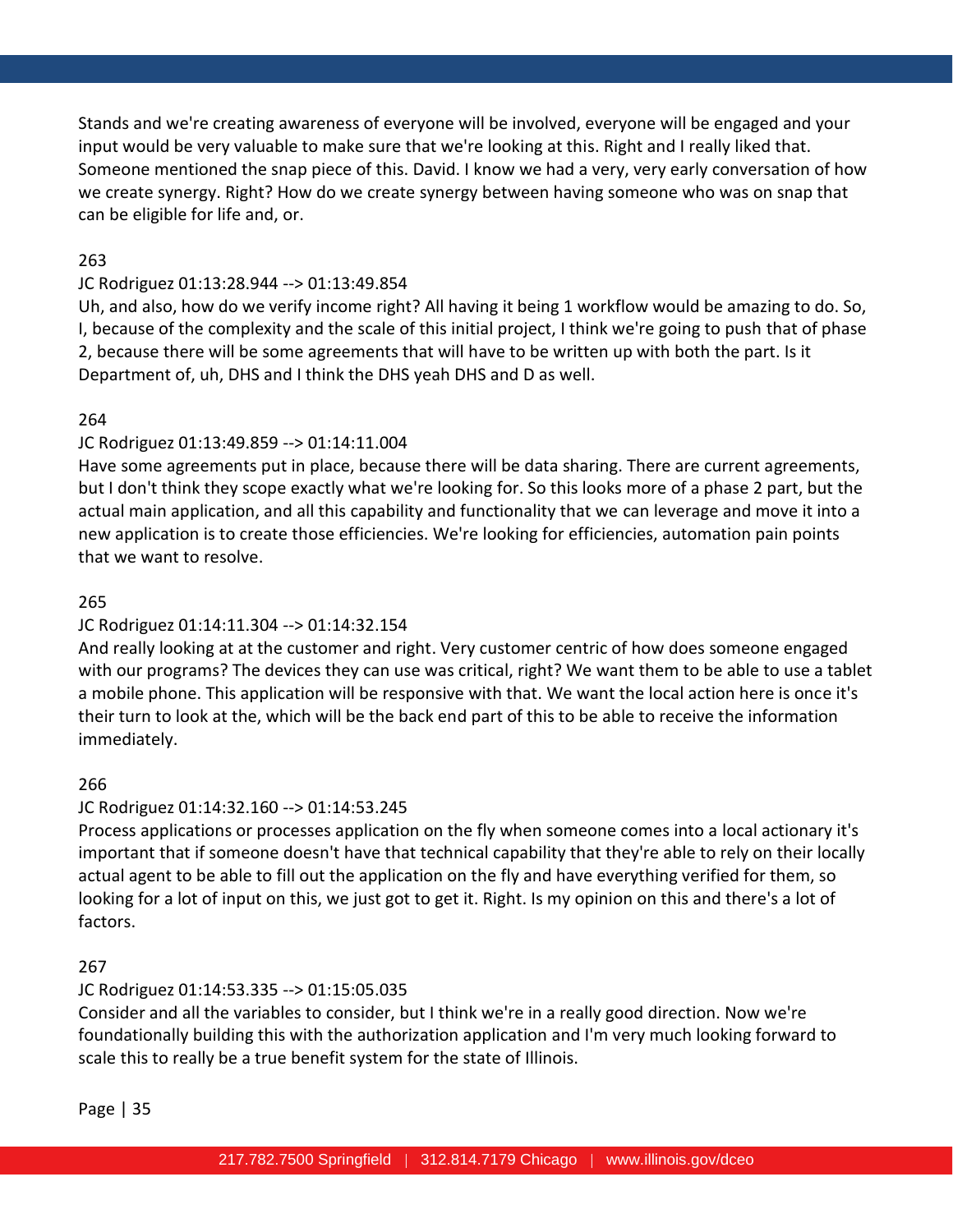Stands and we're creating awareness of everyone will be involved, everyone will be engaged and your input would be very valuable to make sure that we're looking at this. Right and I really liked that. Someone mentioned the snap piece of this. David. I know we had a very, very early conversation of how we create synergy. Right? How do we create synergy between having someone who was on snap that can be eligible for life and, or.

263

JC Rodriguez 01:13:28.944 --> 01:13:49.854
Uh, and also, how do we verify income right? All having it being 1 workflow would be amazing to do. So, I, because of the complexity and the scale of this initial project, I think we're going to push that of phase 2, because there will be some agreements that will have to be written up with both the part. Is it Department of, uh, DHS and I think the DHS yeah DHS and D as well.

264

JC Rodriguez 01:13:49.859 --> 01:14:11.004
Have some agreements put in place, because there will be data sharing. There are current agreements, but I don't think they scope exactly what we're looking for. So this looks more of a phase 2 part, but the actual main application, and all this capability and functionality that we can leverage and move it into a new application is to create those efficiencies. We're looking for efficiencies, automation pain points that we want to resolve.

265

JC Rodriguez 01:14:11.304 --> 01:14:32.154
And really looking at at the customer and right. Very customer centric of how does someone engaged with our programs? The devices they can use was critical, right? We want them to be able to use a tablet a mobile phone. This application will be responsive with that. We want the local action here is once it's their turn to look at the, which will be the back end part of this to be able to receive the information immediately.

266

JC Rodriguez 01:14:32.160 --> 01:14:53.245
Process applications or processes application on the fly when someone comes into a local actionary it's important that if someone doesn't have that technical capability that they're able to rely on their locally actual agent to be able to fill out the application on the fly and have everything verified for them, so looking for a lot of input on this, we just got to get it. Right. Is my opinion on this and there's a lot of factors.

267

JC Rodriguez 01:14:53.335 --> 01:15:05.035
Consider and all the variables to consider, but I think we're in a really good direction. Now we're foundationally building this with the authorization application and I'm very much looking forward to scale this to really be a true benefit system for the state of Illinois.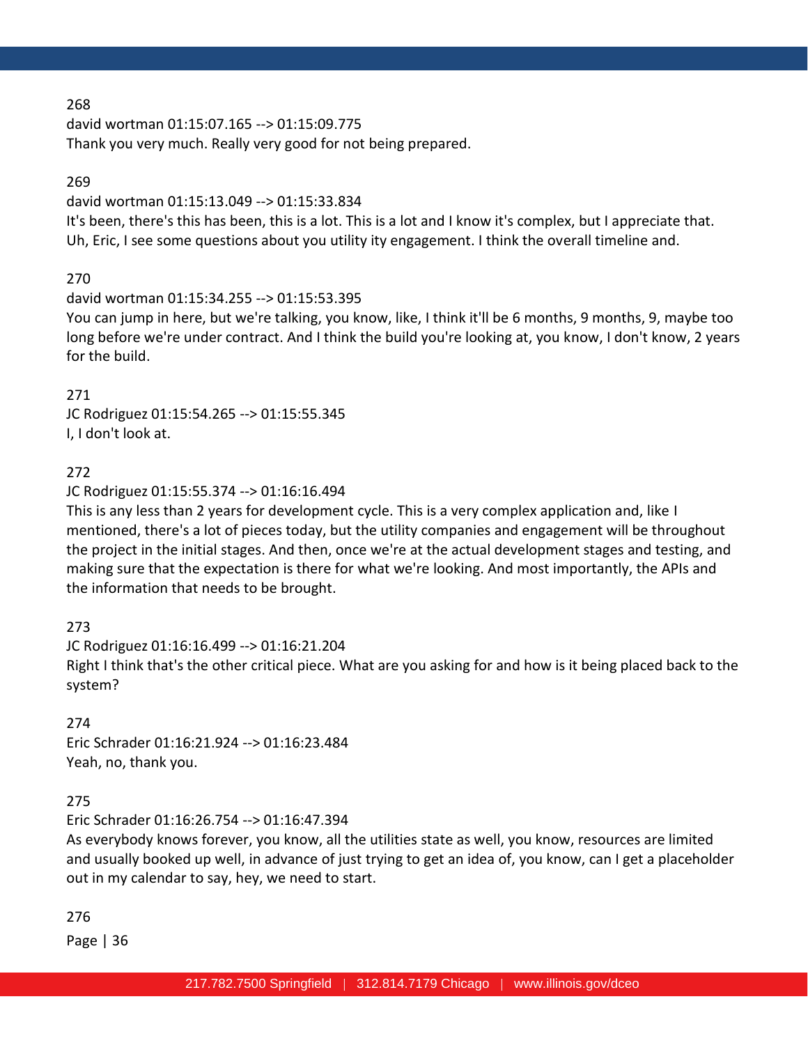268
david wortman 01:15:07.165 --> 01:15:09.775
Thank you very much. Really very good for not being prepared.

269
david wortman 01:15:13.049 --> 01:15:33.834
It's been, there's this has been, this is a lot. This is a lot and I know it's complex, but I appreciate that. Uh, Eric, I see some questions about you utility ity engagement. I think the overall timeline and.

270
david wortman 01:15:34.255 --> 01:15:53.395
You can jump in here, but we're talking, you know, like, I think it'll be 6 months, 9 months, 9, maybe too long before we're under contract. And I think the build you're looking at, you know, I don't know, 2 years for the build.

271
JC Rodriguez 01:15:54.265 --> 01:15:55.345
I, I don't look at.

272
JC Rodriguez 01:15:55.374 --> 01:16:16.494
This is any less than 2 years for development cycle. This is a very complex application and, like I mentioned, there's a lot of pieces today, but the utility companies and engagement will be throughout the project in the initial stages. And then, once we're at the actual development stages and testing, and making sure that the expectation is there for what we're looking. And most importantly, the APIs and the information that needs to be brought.

273
JC Rodriguez 01:16:16.499 --> 01:16:21.204
Right I think that's the other critical piece. What are you asking for and how is it being placed back to the system?

274
Eric Schrader 01:16:21.924 --> 01:16:23.484
Yeah, no, thank you.

275
Eric Schrader 01:16:26.754 --> 01:16:47.394
As everybody knows forever, you know, all the utilities state as well, you know, resources are limited and usually booked up well, in advance of just trying to get an idea of, you know, can I get a placeholder out in my calendar to say, hey, we need to start.

276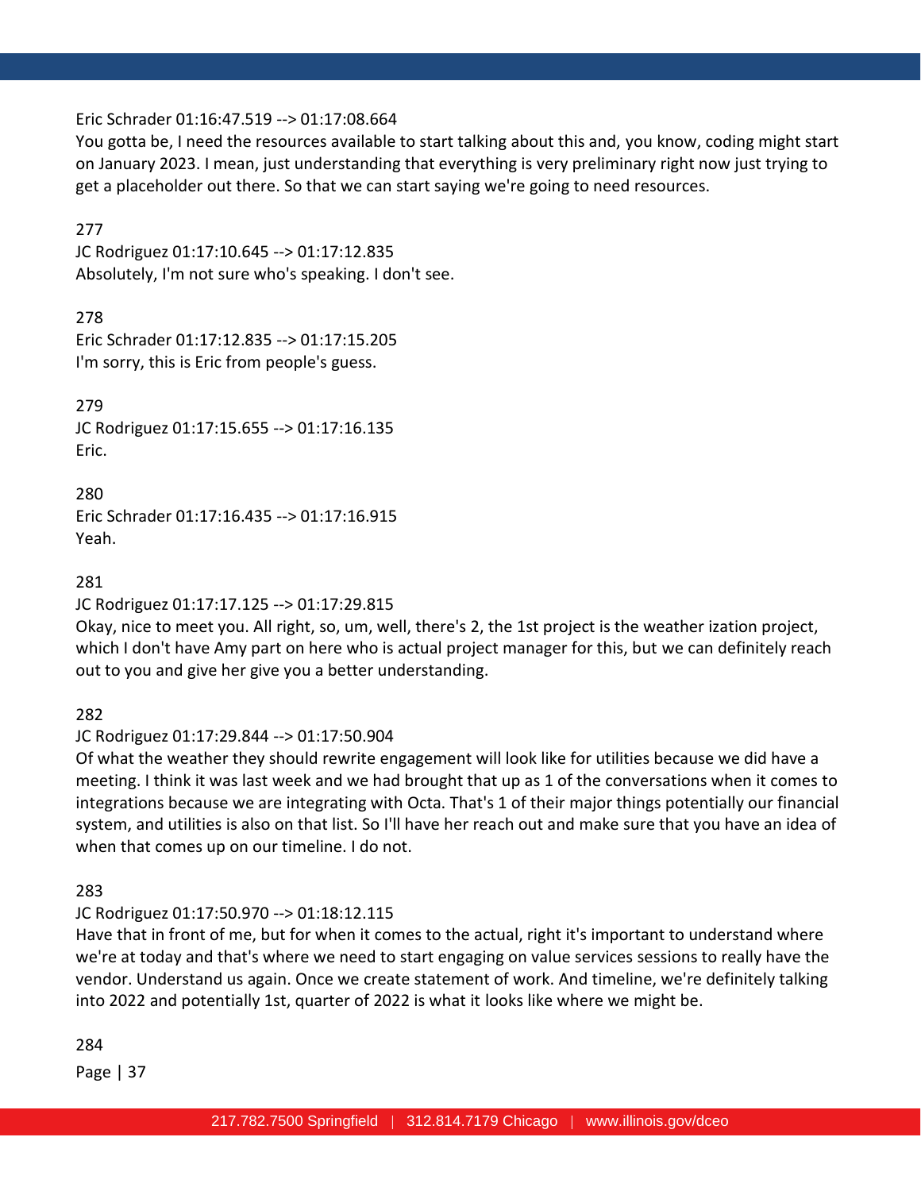Eric Schrader 01:16:47.519 --> 01:17:08.664
You gotta be, I need the resources available to start talking about this and, you know, coding might start on January 2023. I mean, just understanding that everything is very preliminary right now just trying to get a placeholder out there. So that we can start saying we're going to need resources.

277
JC Rodriguez 01:17:10.645 --> 01:17:12.835
Absolutely, I'm not sure who's speaking. I don't see.

278
Eric Schrader 01:17:12.835 --> 01:17:15.205
I'm sorry, this is Eric from people's guess.

279
JC Rodriguez 01:17:15.655 --> 01:17:16.135
Eric.

280
Eric Schrader 01:17:16.435 --> 01:17:16.915
Yeah.

281
JC Rodriguez 01:17:17.125 --> 01:17:29.815
Okay, nice to meet you. All right, so, um, well, there's 2, the 1st project is the weather ization project, which I don't have Amy part on here who is actual project manager for this, but we can definitely reach out to you and give her give you a better understanding.

282
JC Rodriguez 01:17:29.844 --> 01:17:50.904
Of what the weather they should rewrite engagement will look like for utilities because we did have a meeting. I think it was last week and we had brought that up as 1 of the conversations when it comes to integrations because we are integrating with Octa. That's 1 of their major things potentially our financial system, and utilities is also on that list. So I'll have her reach out and make sure that you have an idea of when that comes up on our timeline. I do not.

283
JC Rodriguez 01:17:50.970 --> 01:18:12.115
Have that in front of me, but for when it comes to the actual, right it's important to understand where we're at today and that's where we need to start engaging on value services sessions to really have the vendor. Understand us again. Once we create statement of work. And timeline, we're definitely talking into 2022 and potentially 1st, quarter of 2022 is what it looks like where we might be.

284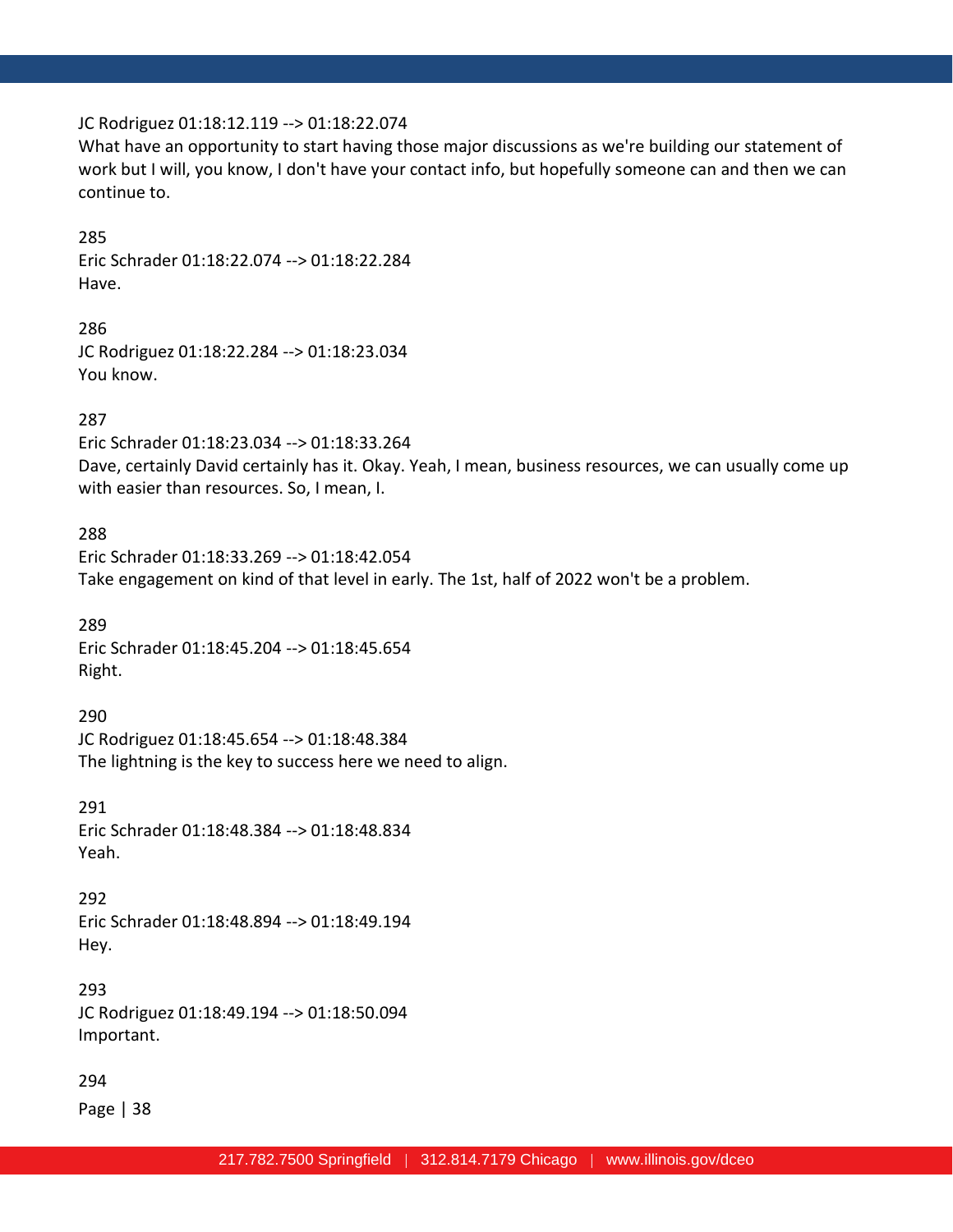JC Rodriguez 01:18:12.119 --> 01:18:22.074
What have an opportunity to start having those major discussions as we're building our statement of work but I will, you know, I don't have your contact info, but hopefully someone can and then we can continue to.

285
Eric Schrader 01:18:22.074 --> 01:18:22.284
Have.

286
JC Rodriguez 01:18:22.284 --> 01:18:23.034
You know.

287
Eric Schrader 01:18:23.034 --> 01:18:33.264
Dave, certainly David certainly has it. Okay. Yeah, I mean, business resources, we can usually come up with easier than resources. So, I mean, I.

288
Eric Schrader 01:18:33.269 --> 01:18:42.054
Take engagement on kind of that level in early. The 1st, half of 2022 won't be a problem.

289
Eric Schrader 01:18:45.204 --> 01:18:45.654
Right.

290
JC Rodriguez 01:18:45.654 --> 01:18:48.384
The lightning is the key to success here we need to align.

291
Eric Schrader 01:18:48.384 --> 01:18:48.834
Yeah.

292
Eric Schrader 01:18:48.894 --> 01:18:49.194
Hey.

293
JC Rodriguez 01:18:49.194 --> 01:18:50.094
Important.

294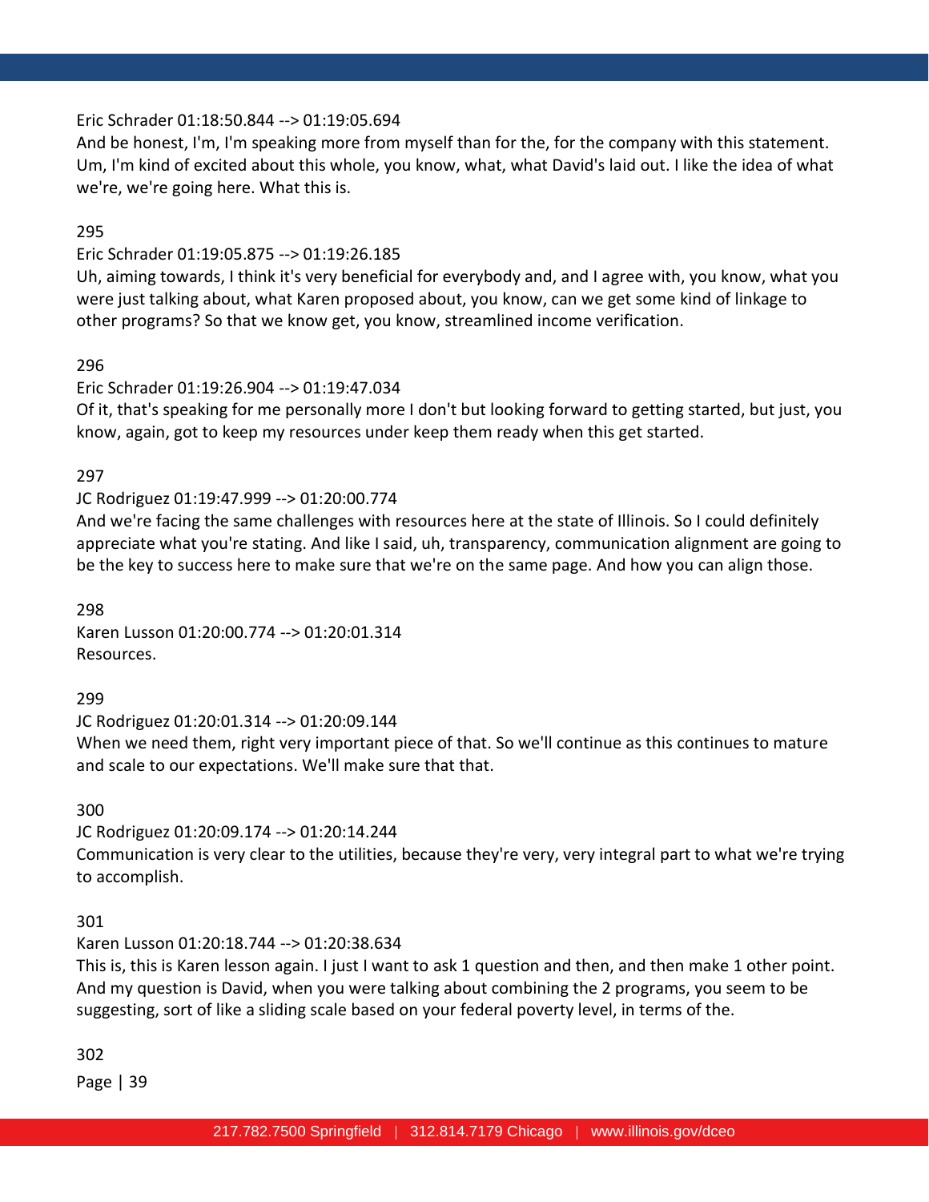Eric Schrader 01:18:50.844 --> 01:19:05.694
And be honest, I'm, I'm speaking more from myself than for the, for the company with this statement. Um, I'm kind of excited about this whole, you know, what, what David's laid out. I like the idea of what we're, we're going here. What this is.

295
Eric Schrader 01:19:05.875 --> 01:19:26.185
Uh, aiming towards, I think it's very beneficial for everybody and, and I agree with, you know, what you were just talking about, what Karen proposed about, you know, can we get some kind of linkage to other programs? So that we know get, you know, streamlined income verification.

296
Eric Schrader 01:19:26.904 --> 01:19:47.034
Of it, that's speaking for me personally more I don't but looking forward to getting started, but just, you know, again, got to keep my resources under keep them ready when this get started.

297
JC Rodriguez 01:19:47.999 --> 01:20:00.774
And we're facing the same challenges with resources here at the state of Illinois. So I could definitely appreciate what you're stating. And like I said, uh, transparency, communication alignment are going to be the key to success here to make sure that we're on the same page. And how you can align those.

298
Karen Lusson 01:20:00.774 --> 01:20:01.314
Resources.

299
JC Rodriguez 01:20:01.314 --> 01:20:09.144
When we need them, right very important piece of that. So we'll continue as this continues to mature and scale to our expectations. We'll make sure that that.

300
JC Rodriguez 01:20:09.174 --> 01:20:14.244
Communication is very clear to the utilities, because they're very, very integral part to what we're trying to accomplish.

301
Karen Lusson 01:20:18.744 --> 01:20:38.634
This is, this is Karen lesson again. I just I want to ask 1 question and then, and then make 1 other point. And my question is David, when you were talking about combining the 2 programs, you seem to be suggesting, sort of like a sliding scale based on your federal poverty level, in terms of the.

302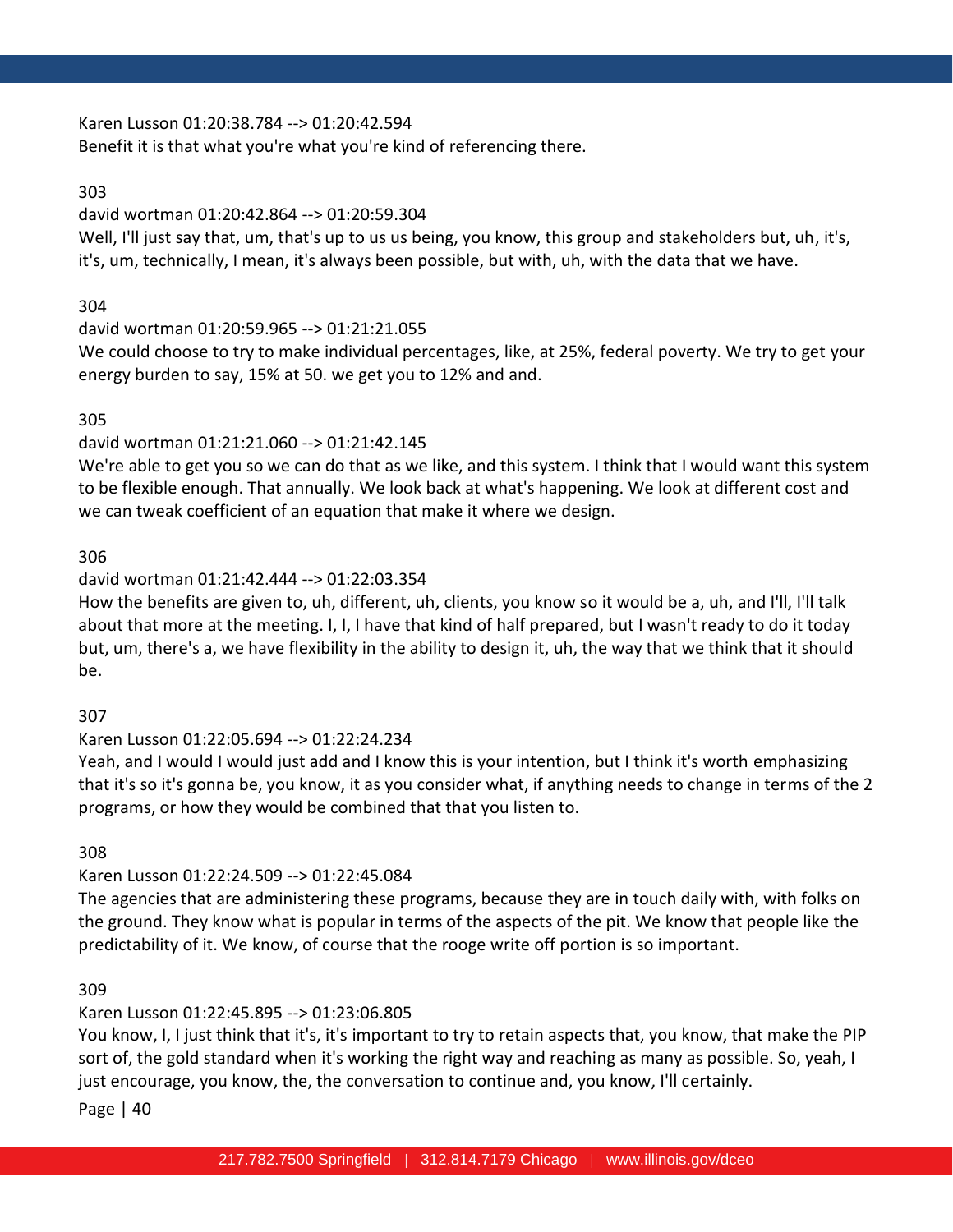Karen Lusson 01:20:38.784 --> 01:20:42.594
Benefit it is that what you're what you're kind of referencing there.

303

david wortman 01:20:42.864 --> 01:20:59.304
Well, I'll just say that, um, that's up to us us being, you know, this group and stakeholders but, uh, it's, it's, um, technically, I mean, it's always been possible, but with, uh, with the data that we have.

304

david wortman 01:20:59.965 --> 01:21:21.055
We could choose to try to make individual percentages, like, at 25%, federal poverty. We try to get your energy burden to say, 15% at 50. we get you to 12% and and.

305

david wortman 01:21:21.060 --> 01:21:42.145
We're able to get you so we can do that as we like, and this system. I think that I would want this system to be flexible enough. That annually. We look back at what's happening. We look at different cost and we can tweak coefficient of an equation that make it where we design.

306

david wortman 01:21:42.444 --> 01:22:03.354
How the benefits are given to, uh, different, uh, clients, you know so it would be a, uh, and I'll, I'll talk about that more at the meeting. I, I, I have that kind of half prepared, but I wasn't ready to do it today but, um, there's a, we have flexibility in the ability to design it, uh, the way that we think that it should be.

307

Karen Lusson 01:22:05.694 --> 01:22:24.234
Yeah, and I would I would just add and I know this is your intention, but I think it's worth emphasizing that it's so it's gonna be, you know, it as you consider what, if anything needs to change in terms of the 2 programs, or how they would be combined that that you listen to.

308

Karen Lusson 01:22:24.509 --> 01:22:45.084
The agencies that are administering these programs, because they are in touch daily with, with folks on the ground. They know what is popular in terms of the aspects of the pit. We know that people like the predictability of it. We know, of course that the rooge write off portion is so important.

309

Karen Lusson 01:22:45.895 --> 01:23:06.805
You know, I, I just think that it's, it's important to try to retain aspects that, you know, that make the PIP sort of, the gold standard when it's working the right way and reaching as many as possible. So, yeah, I just encourage, you know, the, the conversation to continue and, you know, I'll certainly.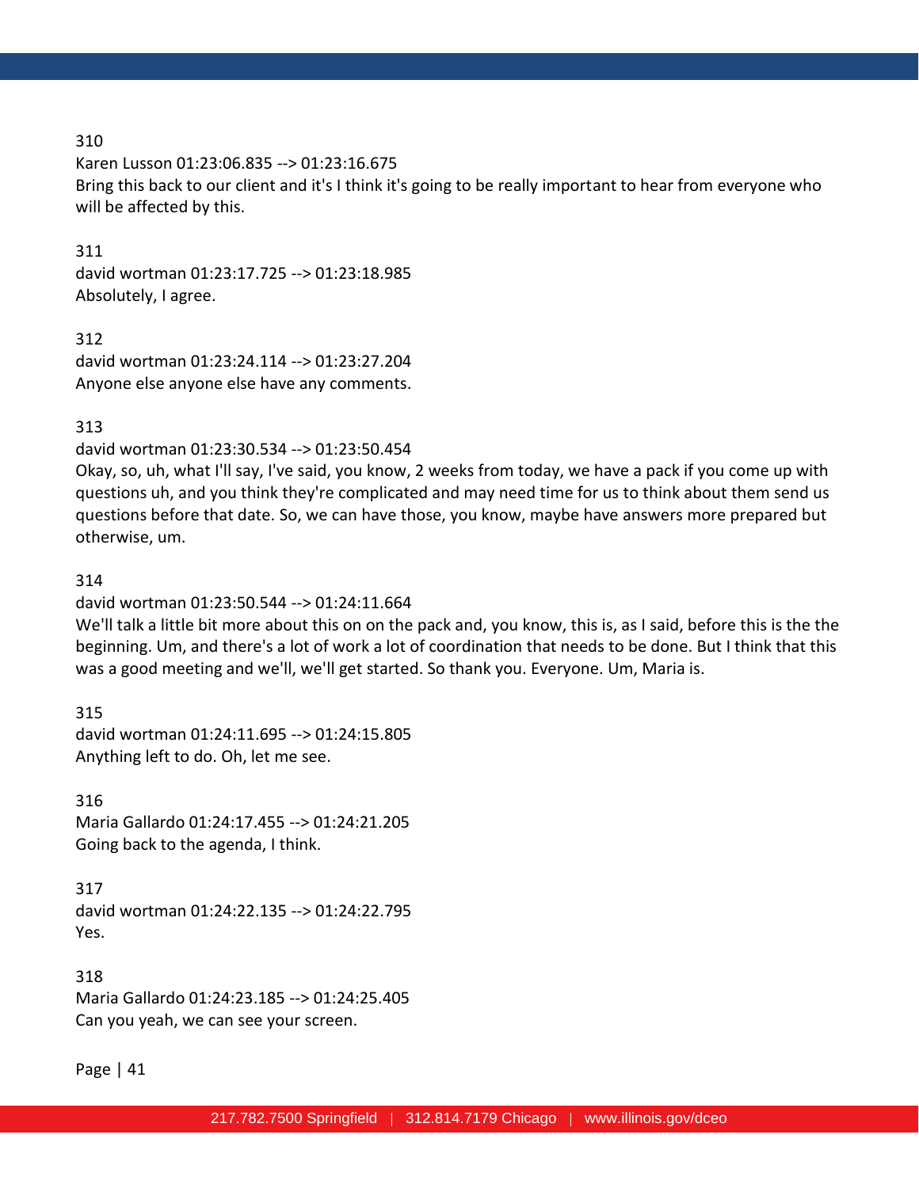310
Karen Lusson 01:23:06.835 --> 01:23:16.675
Bring this back to our client and it's I think it's going to be really important to hear from everyone who will be affected by this.

311
david wortman 01:23:17.725 --> 01:23:18.985
Absolutely, I agree.

312
david wortman 01:23:24.114 --> 01:23:27.204
Anyone else anyone else have any comments.

313
david wortman 01:23:30.534 --> 01:23:50.454
Okay, so, uh, what I'll say, you know, 2 weeks from today, we have a pack if you come up with questions uh, and you think they're complicated and may need time for us to think about them send us questions before that date. So, we can have those, you know, maybe have answers more prepared but otherwise, um.

314
david wortman 01:23:50.544 --> 01:24:11.664
We'll talk a little bit more about this on on the pack and, you know, this is, as I said, before this is the the beginning. Um, and there's a lot of work a lot of coordination that needs to be done. But I think that this was a good meeting and we'll, we'll get started. So thank you. Everyone. Um, Maria is.

315
david wortman 01:24:11.695 --> 01:24:15.805
Anything left to do. Oh, let me see.

316
Maria Gallardo 01:24:17.455 --> 01:24:21.205
Going back to the agenda, I think.

317
david wortman 01:24:22.135 --> 01:24:22.795
Yes.

318
Maria Gallardo 01:24:23.185 --> 01:24:25.405
Can you yeah, we can see your screen.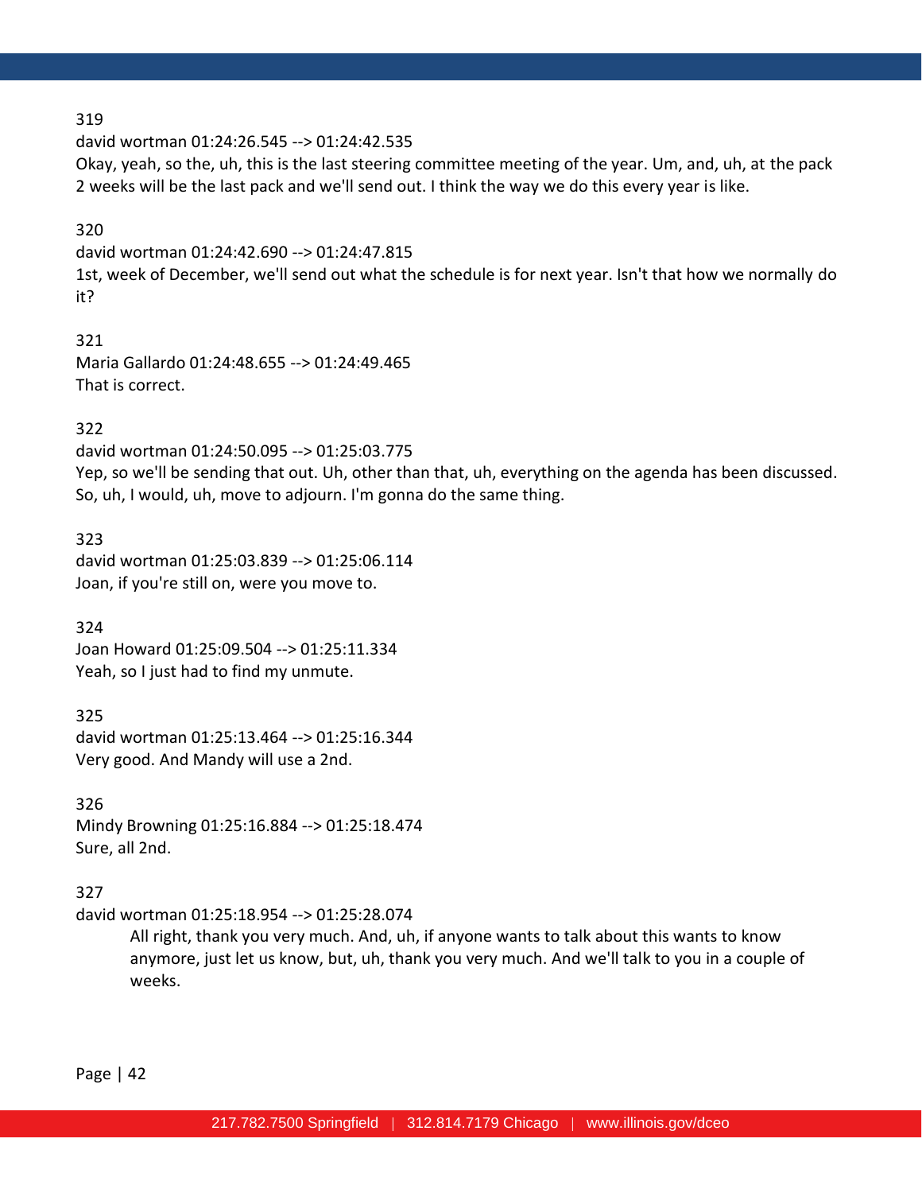319

david wortman 01:24:26.545 --> 01:24:42.535

Okay, yeah, so the, uh, this is the last steering committee meeting of the year. Um, and, uh, at the pack 2 weeks will be the last pack and we'll send out. I think the way we do this every year is like.

320

david wortman 01:24:42.690 --> 01:24:47.815

1st, week of December, we'll send out what the schedule is for next year. Isn't that how we normally do it?

321

Maria Gallardo 01:24:48.655 --> 01:24:49.465

That is correct.

322

david wortman 01:24:50.095 --> 01:25:03.775

Yep, so we'll be sending that out. Uh, other than that, uh, everything on the agenda has been discussed. So, uh, I would, uh, move to adjourn. I'm gonna do the same thing.

323

david wortman 01:25:03.839 --> 01:25:06.114

Joan, if you're still on, were you move to.

324

Joan Howard 01:25:09.504 --> 01:25:11.334

Yeah, so I just had to find my unmute.

325

david wortman 01:25:13.464 --> 01:25:16.344

Very good. And Mandy will use a 2nd.

326

Mindy Browning 01:25:16.884 --> 01:25:18.474

Sure, all 2nd.

327

david wortman 01:25:18.954 --> 01:25:28.074

All right, thank you very much. And, uh, if anyone wants to talk about this wants to know anymore, just let us know, but, uh, thank you very much. And we'll talk to you in a couple of weeks.